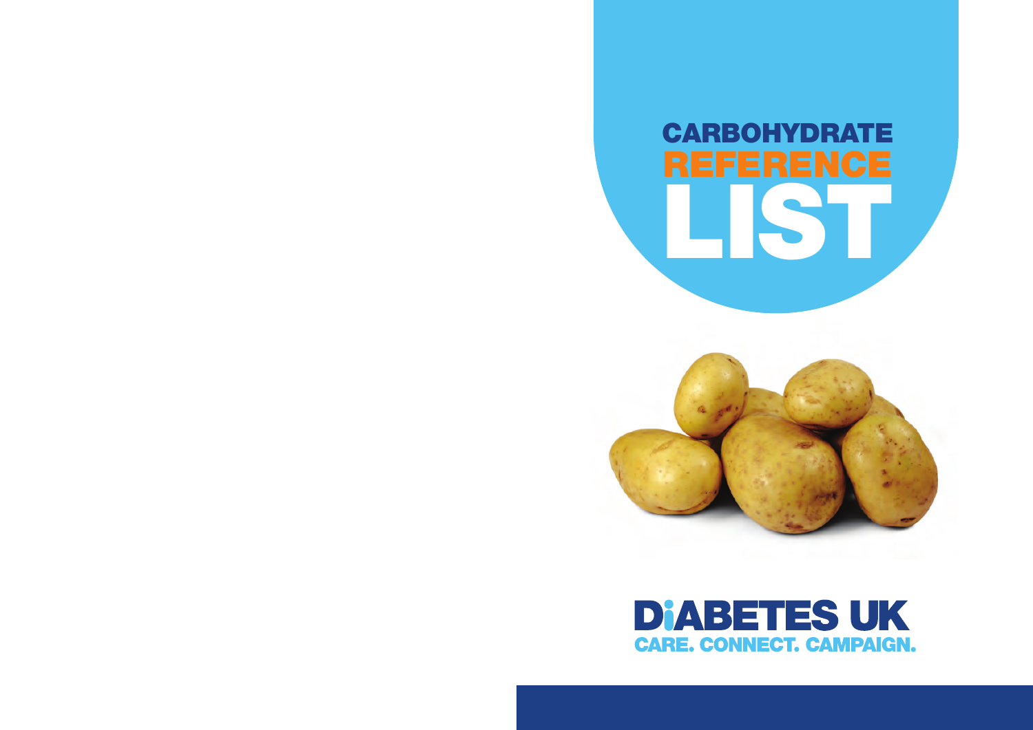# CARBOHYDRATE REFERENCE LIST

DIABETES UK

CARE. CONNECT. CAMPAIGN.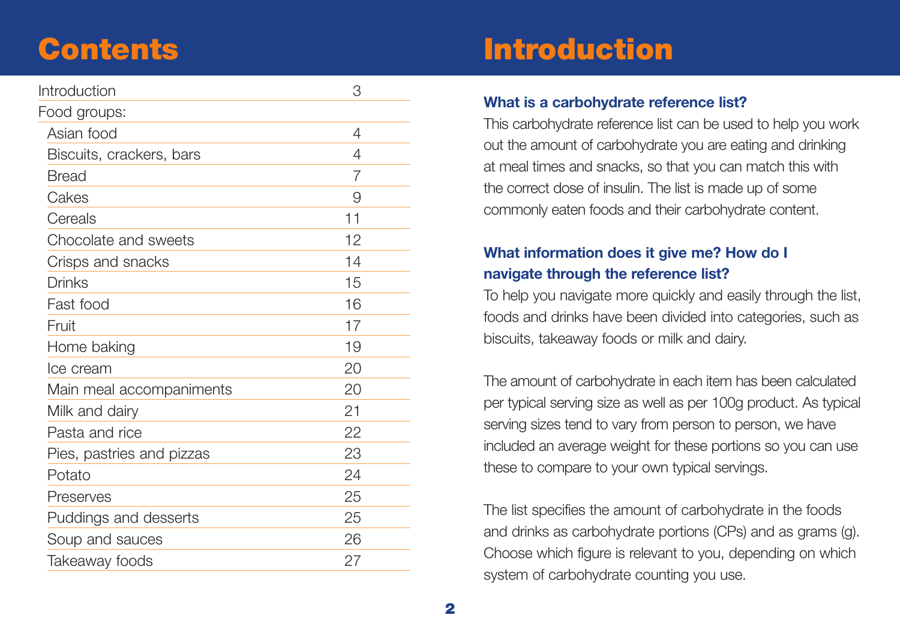# Contents

| | |
|---|---|
| Introduction | 3 |
| Food groups: | |
| Asian food | 4 |
| Biscuits, crackers, bars | 4 |
| Bread | 7 |
| Cakes | 9 |
| Cereals | 11 |
| Chocolate and sweets | 12 |
| Crisps and snacks | 14 |
| Drinks | 15 |
| Fast food | 16 |
| Fruit | 17 |
| Home baking | 19 |
| Ice cream | 20 |
| Main meal accompaniments | 20 |
| Milk and dairy | 21 |
| Pasta and rice | 22 |
| Pies, pastries and pizzas | 23 |
| Potato | 24 |
| Preserves | 25 |
| Puddings and desserts | 25 |
| Soup and sauces | 26 |
| Takeaway foods | 27 |

# Introduction

**What is a carbohydrate reference list?**

This carbohydrate reference list can be used to help you work out the amount of carbohydrate you are eating and drinking at meal times and snacks, so that you can match this with the correct dose of insulin. The list is made up of some commonly eaten foods and their carbohydrate content.

**What information does it give me? How do I navigate through the reference list?**

To help you navigate more quickly and easily through the list, foods and drinks have been divided into categories, such as biscuits, takeaway foods or milk and dairy.

The amount of carbohydrate in each item has been calculated per typical serving size as well as per 100g product. As typical serving sizes tend to vary from person to person, we have included an average weight for these portions so you can use these to compare to your own typical servings.

The list specifies the amount of carbohydrate in the foods and drinks as carbohydrate portions (CPs) and as grams (g). Choose which figure is relevant to you, depending on which system of carbohydrate counting you use.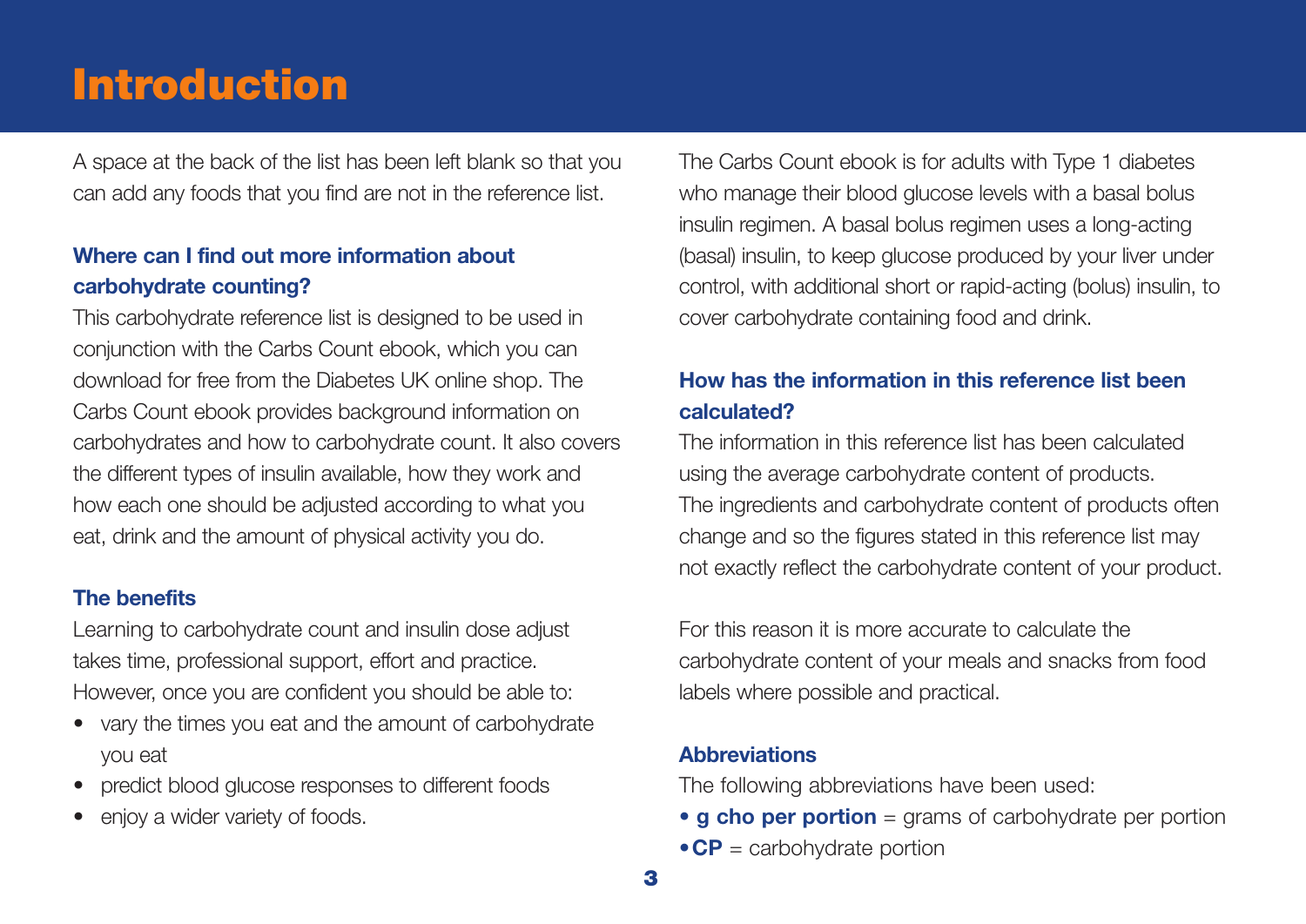# Introduction

A space at the back of the list has been left blank so that you can add any foods that you find are not in the reference list.

### Where can I find out more information about carbohydrate counting?

This carbohydrate reference list is designed to be used in conjunction with the Carbs Count ebook, which you can download for free from the Diabetes UK online shop. The Carbs Count ebook provides background information on carbohydrates and how to carbohydrate count. It also covers the different types of insulin available, how they work and how each one should be adjusted according to what you eat, drink and the amount of physical activity you do.

### The benefits

Learning to carbohydrate count and insulin dose adjust takes time, professional support, effort and practice. However, once you are confident you should be able to:

- vary the times you eat and the amount of carbohydrate you eat
- predict blood glucose responses to different foods
- enjoy a wider variety of foods.

The Carbs Count ebook is for adults with Type 1 diabetes who manage their blood glucose levels with a basal bolus insulin regimen. A basal bolus regimen uses a long-acting (basal) insulin, to keep glucose produced by your liver under control, with additional short or rapid-acting (bolus) insulin, to cover carbohydrate containing food and drink.

### How has the information in this reference list been calculated?

The information in this reference list has been calculated using the average carbohydrate content of products. The ingredients and carbohydrate content of products often change and so the figures stated in this reference list may not exactly reflect the carbohydrate content of your product.

For this reason it is more accurate to calculate the carbohydrate content of your meals and snacks from food labels where possible and practical.

### Abbreviations

The following abbreviations have been used:

- **g cho per portion** = grams of carbohydrate per portion
- **CP** = carbohydrate portion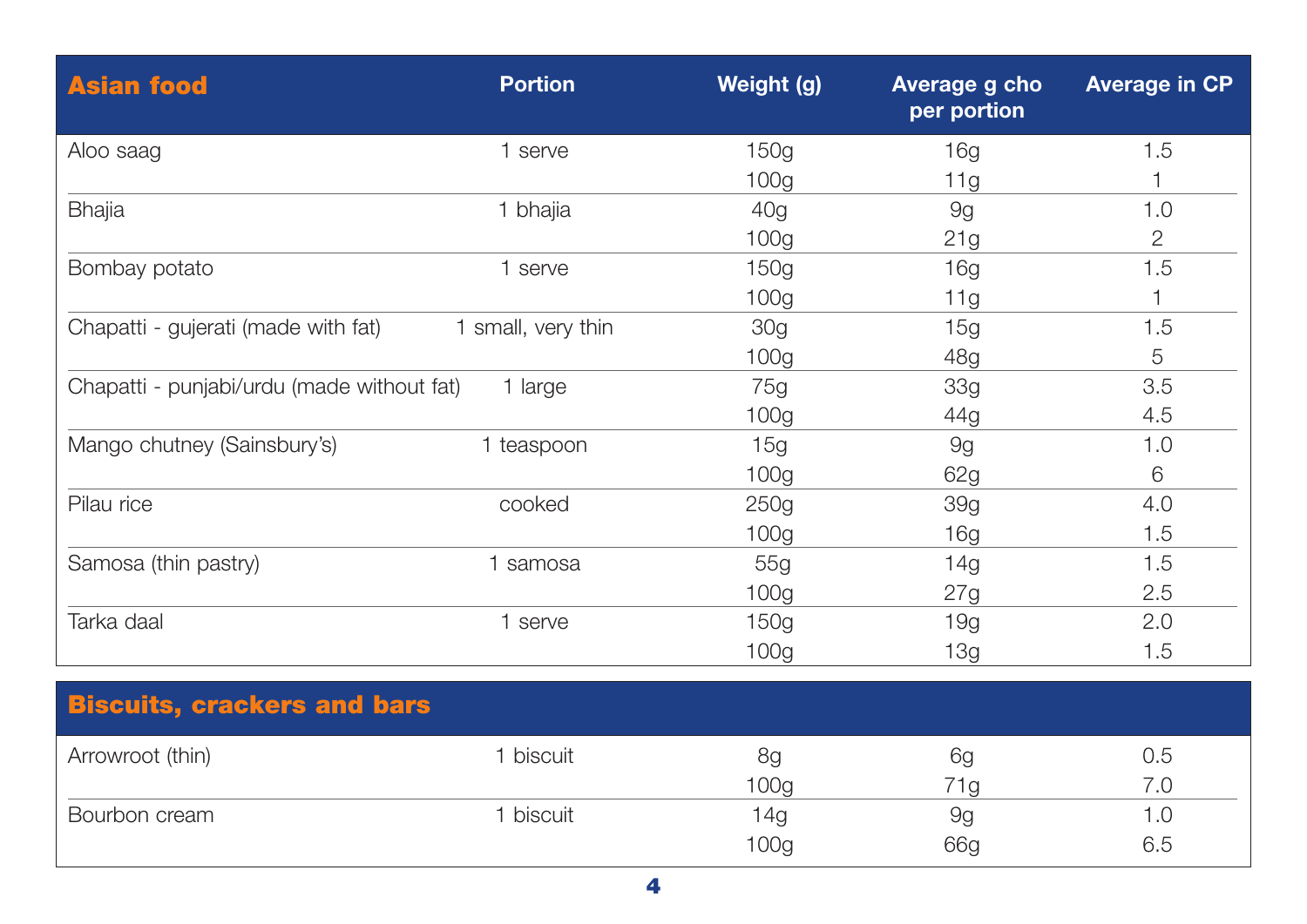| Asian food | Portion | Weight (g) | Average g cho per portion | Average in CP |
|---|---|---|---|---|
| Aloo saag | 1 serve | 150g | 16g | 1.5 |
| | | 100g | 11g | 1 |
| Bhajia | 1 bhajia | 40g | 9g | 1.0 |
| | | 100g | 21g | 2 |
| Bombay potato | 1 serve | 150g | 16g | 1.5 |
| | | 100g | 11g | 1 |
| Chapatti - gujerati (made with fat) | 1 small, very thin | 30g | 15g | 1.5 |
| | | 100g | 48g | 5 |
| Chapatti - punjabi/urdu (made without fat) | 1 large | 75g | 33g | 3.5 |
| | | 100g | 44g | 4.5 |
| Mango chutney (Sainsbury's) | 1 teaspoon | 15g | 9g | 1.0 |
| | | 100g | 62g | 6 |
| Pilau rice | cooked | 250g | 39g | 4.0 |
| | | 100g | 16g | 1.5 |
| Samosa (thin pastry) | 1 samosa | 55g | 14g | 1.5 |
| | | 100g | 27g | 2.5 |
| Tarka daal | 1 serve | 150g | 19g | 2.0 |
| | | 100g | 13g | 1.5 |

| Biscuits, crackers and bars | | | | |
|---|---|---|---|---|
| Arrowroot (thin) | 1 biscuit | 8g | 6g | 0.5 |
| | | 100g | 71g | 7.0 |
| Bourbon cream | 1 biscuit | 14g | 9g | 1.0 |
| | | 100g | 66g | 6.5 |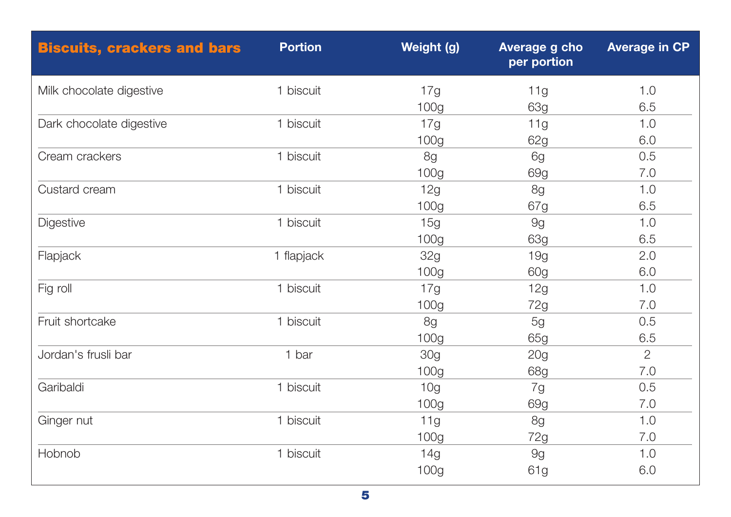| Biscuits, crackers and bars | Portion | Weight (g) | Average g cho per portion | Average in CP |
|---|---|---|---|---|
| Milk chocolate digestive | 1 biscuit | 17g | 11g | 1.0 |
| | | 100g | 63g | 6.5 |
| Dark chocolate digestive | 1 biscuit | 17g | 11g | 1.0 |
| | | 100g | 62g | 6.0 |
| Cream crackers | 1 biscuit | 8g | 6g | 0.5 |
| | | 100g | 69g | 7.0 |
| Custard cream | 1 biscuit | 12g | 8g | 1.0 |
| | | 100g | 67g | 6.5 |
| Digestive | 1 biscuit | 15g | 9g | 1.0 |
| | | 100g | 63g | 6.5 |
| Flapjack | 1 flapjack | 32g | 19g | 2.0 |
| | | 100g | 60g | 6.0 |
| Fig roll | 1 biscuit | 17g | 12g | 1.0 |
| | | 100g | 72g | 7.0 |
| Fruit shortcake | 1 biscuit | 8g | 5g | 0.5 |
| | | 100g | 65g | 6.5 |
| Jordan's frusli bar | 1 bar | 30g | 20g | 2 |
| | | 100g | 68g | 7.0 |
| Garibaldi | 1 biscuit | 10g | 7g | 0.5 |
| | | 100g | 69g | 7.0 |
| Ginger nut | 1 biscuit | 11g | 8g | 1.0 |
| | | 100g | 72g | 7.0 |
| Hobnob | 1 biscuit | 14g | 9g | 1.0 |
| | | 100g | 61g | 6.0 |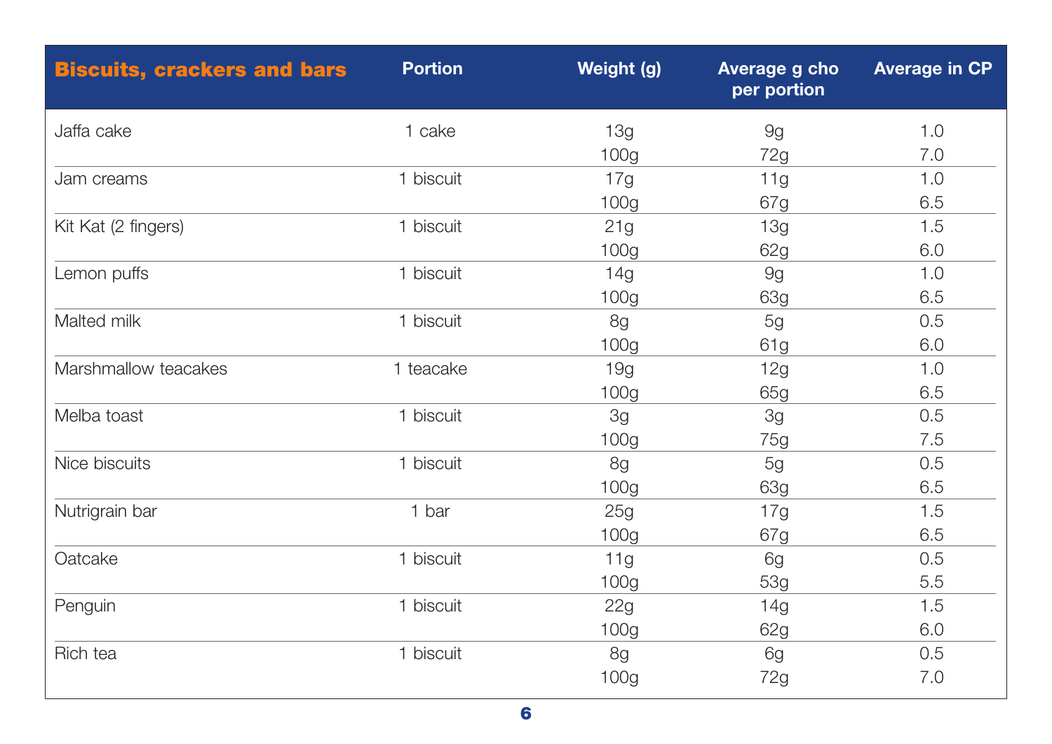| Biscuits, crackers and bars | Portion | Weight (g) | Average g cho per portion | Average in CP |
|---|---|---|---|---|
| Jaffa cake | 1 cake | 13g | 9g | 1.0 |
| | | 100g | 72g | 7.0 |
| Jam creams | 1 biscuit | 17g | 11g | 1.0 |
| | | 100g | 67g | 6.5 |
| Kit Kat (2 fingers) | 1 biscuit | 21g | 13g | 1.5 |
| | | 100g | 62g | 6.0 |
| Lemon puffs | 1 biscuit | 14g | 9g | 1.0 |
| | | 100g | 63g | 6.5 |
| Malted milk | 1 biscuit | 8g | 5g | 0.5 |
| | | 100g | 61g | 6.0 |
| Marshmallow teacakes | 1 teacake | 19g | 12g | 1.0 |
| | | 100g | 65g | 6.5 |
| Melba toast | 1 biscuit | 3g | 3g | 0.5 |
| | | 100g | 75g | 7.5 |
| Nice biscuits | 1 biscuit | 8g | 5g | 0.5 |
| | | 100g | 63g | 6.5 |
| Nutrigrain bar | 1 bar | 25g | 17g | 1.5 |
| | | 100g | 67g | 6.5 |
| Oatcake | 1 biscuit | 11g | 6g | 0.5 |
| | | 100g | 53g | 5.5 |
| Penguin | 1 biscuit | 22g | 14g | 1.5 |
| | | 100g | 62g | 6.0 |
| Rich tea | 1 biscuit | 8g | 6g | 0.5 |
| | | 100g | 72g | 7.0 |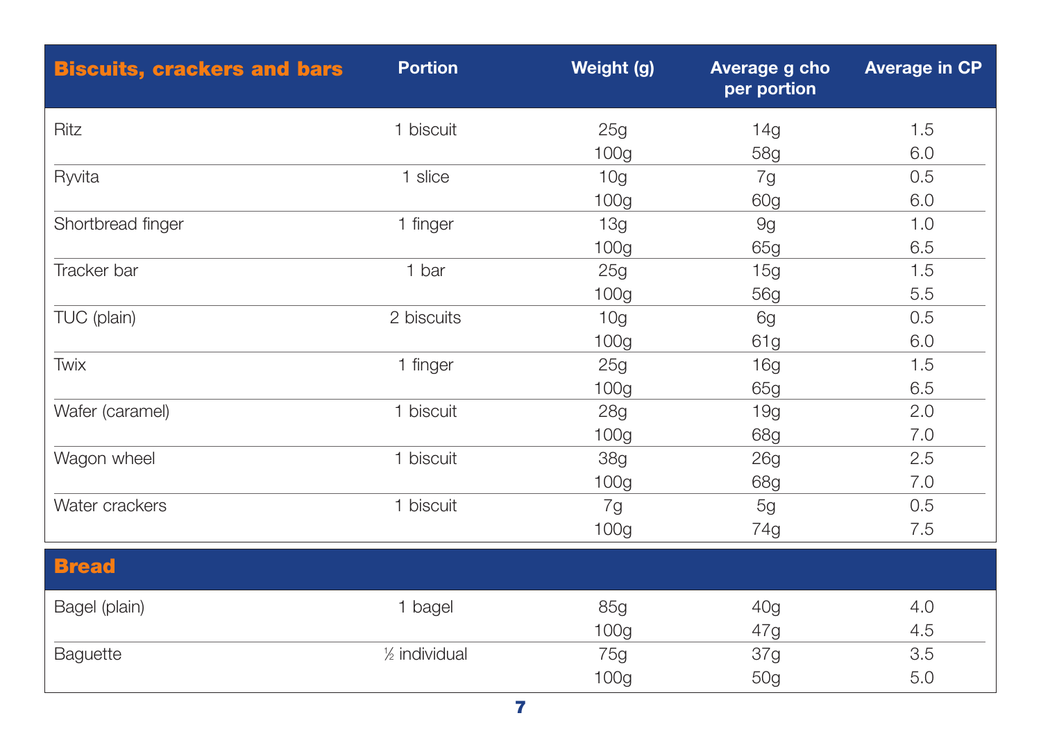| Biscuits, crackers and bars | Portion | Weight (g) | Average g cho per portion | Average in CP |
|---|---|---|---|---|
| Ritz | 1 biscuit | 25g | 14g | 1.5 |
| | | 100g | 58g | 6.0 |
| Ryvita | 1 slice | 10g | 7g | 0.5 |
| | | 100g | 60g | 6.0 |
| Shortbread finger | 1 finger | 13g | 9g | 1.0 |
| | | 100g | 65g | 6.5 |
| Tracker bar | 1 bar | 25g | 15g | 1.5 |
| | | 100g | 56g | 5.5 |
| TUC (plain) | 2 biscuits | 10g | 6g | 0.5 |
| | | 100g | 61g | 6.0 |
| Twix | 1 finger | 25g | 16g | 1.5 |
| | | 100g | 65g | 6.5 |
| Wafer (caramel) | 1 biscuit | 28g | 19g | 2.0 |
| | | 100g | 68g | 7.0 |
| Wagon wheel | 1 biscuit | 38g | 26g | 2.5 |
| | | 100g | 68g | 7.0 |
| Water crackers | 1 biscuit | 7g | 5g | 0.5 |
| | | 100g | 74g | 7.5 |

| Bread | | | | |
|---|---|---|---|---|
| Bagel (plain) | 1 bagel | 85g | 40g | 4.0 |
| | | 100g | 47g | 4.5 |
| Baguette | ½ individual | 75g | 37g | 3.5 |
| | | 100g | 50g | 5.0 |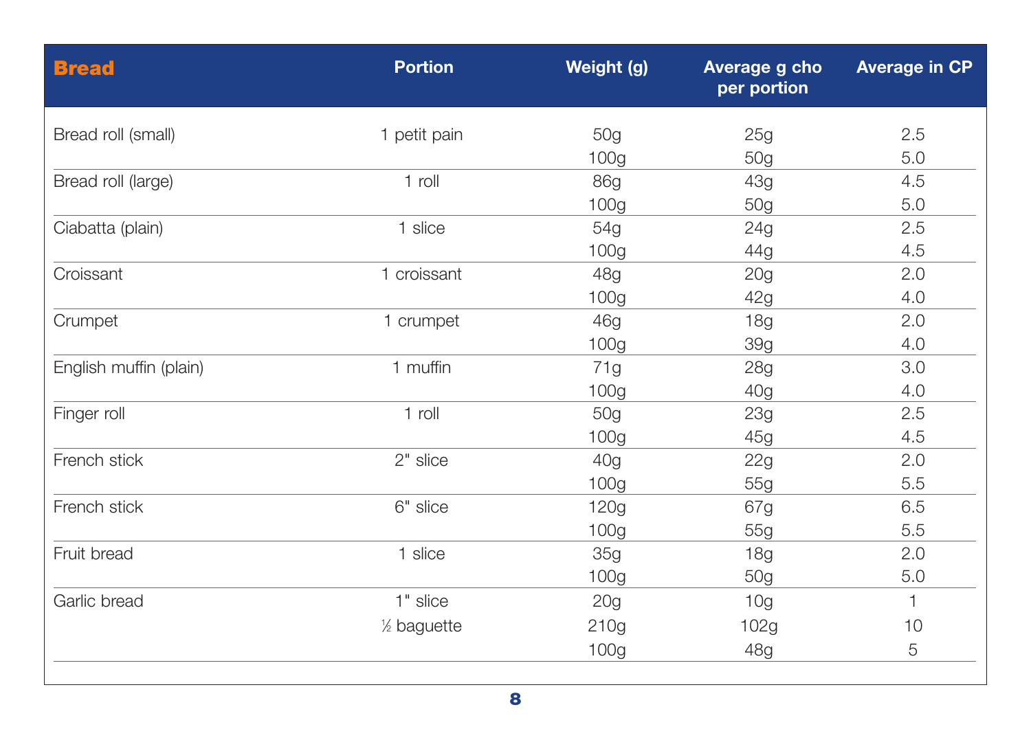| Bread | Portion | Weight (g) | Average g cho per portion | Average in CP |
|---|---|---|---|---|
| Bread roll (small) | 1 petit pain | 50g | 25g | 2.5 |
| | | 100g | 50g | 5.0 |
| Bread roll (large) | 1 roll | 86g | 43g | 4.5 |
| | | 100g | 50g | 5.0 |
| Ciabatta (plain) | 1 slice | 54g | 24g | 2.5 |
| | | 100g | 44g | 4.5 |
| Croissant | 1 croissant | 48g | 20g | 2.0 |
| | | 100g | 42g | 4.0 |
| Crumpet | 1 crumpet | 46g | 18g | 2.0 |
| | | 100g | 39g | 4.0 |
| English muffin (plain) | 1 muffin | 71g | 28g | 3.0 |
| | | 100g | 40g | 4.0 |
| Finger roll | 1 roll | 50g | 23g | 2.5 |
| | | 100g | 45g | 4.5 |
| French stick | 2" slice | 40g | 22g | 2.0 |
| | | 100g | 55g | 5.5 |
| French stick | 6" slice | 120g | 67g | 6.5 |
| | | 100g | 55g | 5.5 |
| Fruit bread | 1 slice | 35g | 18g | 2.0 |
| | | 100g | 50g | 5.0 |
| Garlic bread | 1" slice | 20g | 10g | 1 |
| | ½ baguette | 210g | 102g | 10 |
| | | 100g | 48g | 5 |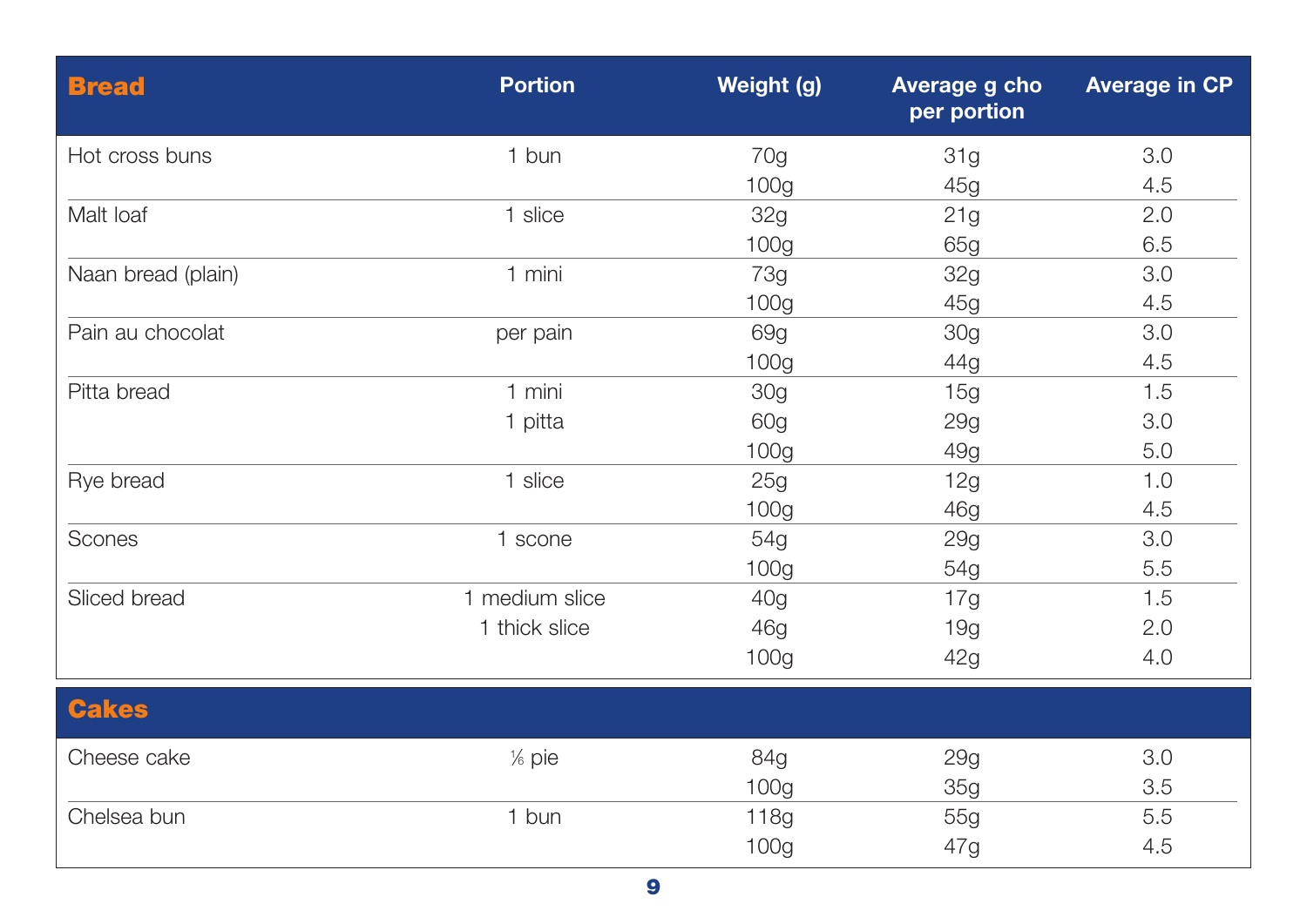| Bread | Portion | Weight (g) | Average g cho per portion | Average in CP |
|---|---|---|---|---|
| Hot cross buns | 1 bun | 70g | 31g | 3.0 |
| | | 100g | 45g | 4.5 |
| Malt loaf | 1 slice | 32g | 21g | 2.0 |
| | | 100g | 65g | 6.5 |
| Naan bread (plain) | 1 mini | 73g | 32g | 3.0 |
| | | 100g | 45g | 4.5 |
| Pain au chocolat | per pain | 69g | 30g | 3.0 |
| | | 100g | 44g | 4.5 |
| Pitta bread | 1 mini | 30g | 15g | 1.5 |
| | 1 pitta | 60g | 29g | 3.0 |
| | | 100g | 49g | 5.0 |
| Rye bread | 1 slice | 25g | 12g | 1.0 |
| | | 100g | 46g | 4.5 |
| Scones | 1 scone | 54g | 29g | 3.0 |
| | | 100g | 54g | 5.5 |
| Sliced bread | 1 medium slice | 40g | 17g | 1.5 |
| | 1 thick slice | 46g | 19g | 2.0 |
| | | 100g | 42g | 4.0 |

| Cakes | Portion | Weight (g) | Average g cho per portion | Average in CP |
|---|---|---|---|---|
| Cheese cake | ⅙ pie | 84g | 29g | 3.0 |
| | | 100g | 35g | 3.5 |
| Chelsea bun | 1 bun | 118g | 55g | 5.5 |
| | | 100g | 47g | 4.5 |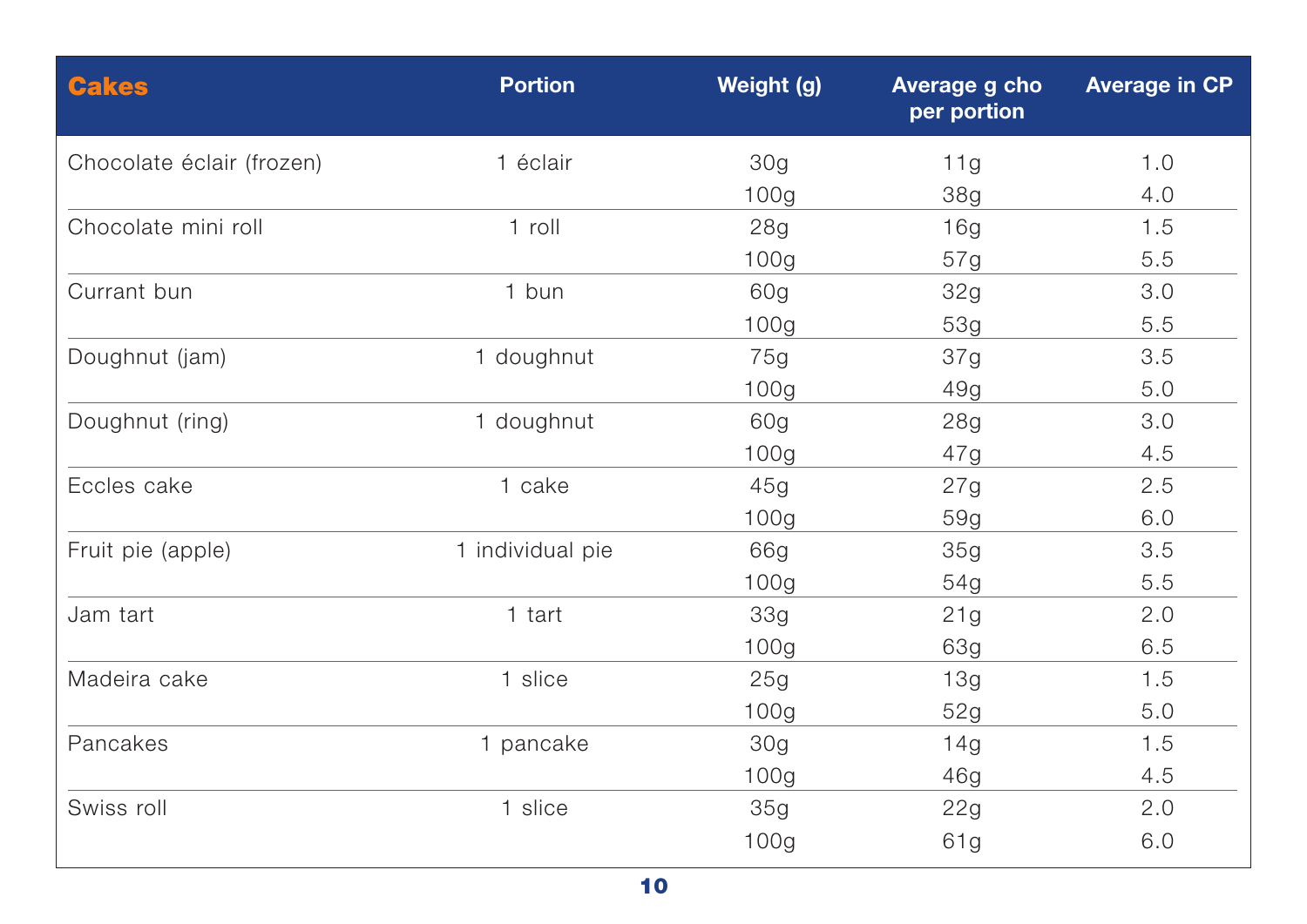| Cakes | Portion | Weight (g) | Average g cho per portion | Average in CP |
|---|---|---|---|---|
| Chocolate éclair (frozen) | 1 éclair | 30g | 11g | 1.0 |
| | | 100g | 38g | 4.0 |
| Chocolate mini roll | 1 roll | 28g | 16g | 1.5 |
| | | 100g | 57g | 5.5 |
| Currant bun | 1 bun | 60g | 32g | 3.0 |
| | | 100g | 53g | 5.5 |
| Doughnut (jam) | 1 doughnut | 75g | 37g | 3.5 |
| | | 100g | 49g | 5.0 |
| Doughnut (ring) | 1 doughnut | 60g | 28g | 3.0 |
| | | 100g | 47g | 4.5 |
| Eccles cake | 1 cake | 45g | 27g | 2.5 |
| | | 100g | 59g | 6.0 |
| Fruit pie (apple) | 1 individual pie | 66g | 35g | 3.5 |
| | | 100g | 54g | 5.5 |
| Jam tart | 1 tart | 33g | 21g | 2.0 |
| | | 100g | 63g | 6.5 |
| Madeira cake | 1 slice | 25g | 13g | 1.5 |
| | | 100g | 52g | 5.0 |
| Pancakes | 1 pancake | 30g | 14g | 1.5 |
| | | 100g | 46g | 4.5 |
| Swiss roll | 1 slice | 35g | 22g | 2.0 |
| | | 100g | 61g | 6.0 |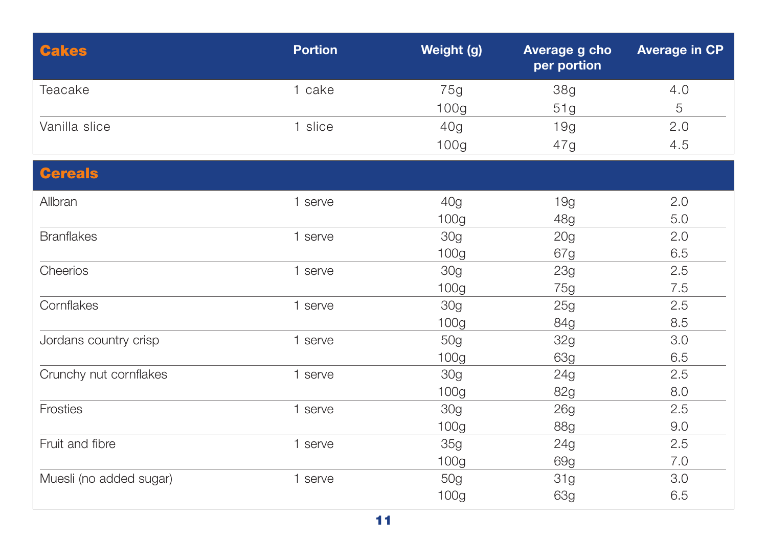| Cakes | Portion | Weight (g) | Average g cho per portion | Average in CP |
|---|---|---|---|---|
| Teacake | 1 cake | 75g | 38g | 4.0 |
| | | 100g | 51g | 5 |
| Vanilla slice | 1 slice | 40g | 19g | 2.0 |
| | | 100g | 47g | 4.5 |

| Cereals | | | | |
|---|---|---|---|---|
| Allbran | 1 serve | 40g | 19g | 2.0 |
| | | 100g | 48g | 5.0 |
| Branflakes | 1 serve | 30g | 20g | 2.0 |
| | | 100g | 67g | 6.5 |
| Cheerios | 1 serve | 30g | 23g | 2.5 |
| | | 100g | 75g | 7.5 |
| Cornflakes | 1 serve | 30g | 25g | 2.5 |
| | | 100g | 84g | 8.5 |
| Jordans country crisp | 1 serve | 50g | 32g | 3.0 |
| | | 100g | 63g | 6.5 |
| Crunchy nut cornflakes | 1 serve | 30g | 24g | 2.5 |
| | | 100g | 82g | 8.0 |
| Frosties | 1 serve | 30g | 26g | 2.5 |
| | | 100g | 88g | 9.0 |
| Fruit and fibre | 1 serve | 35g | 24g | 2.5 |
| | | 100g | 69g | 7.0 |
| Muesli (no added sugar) | 1 serve | 50g | 31g | 3.0 |
| | | 100g | 63g | 6.5 |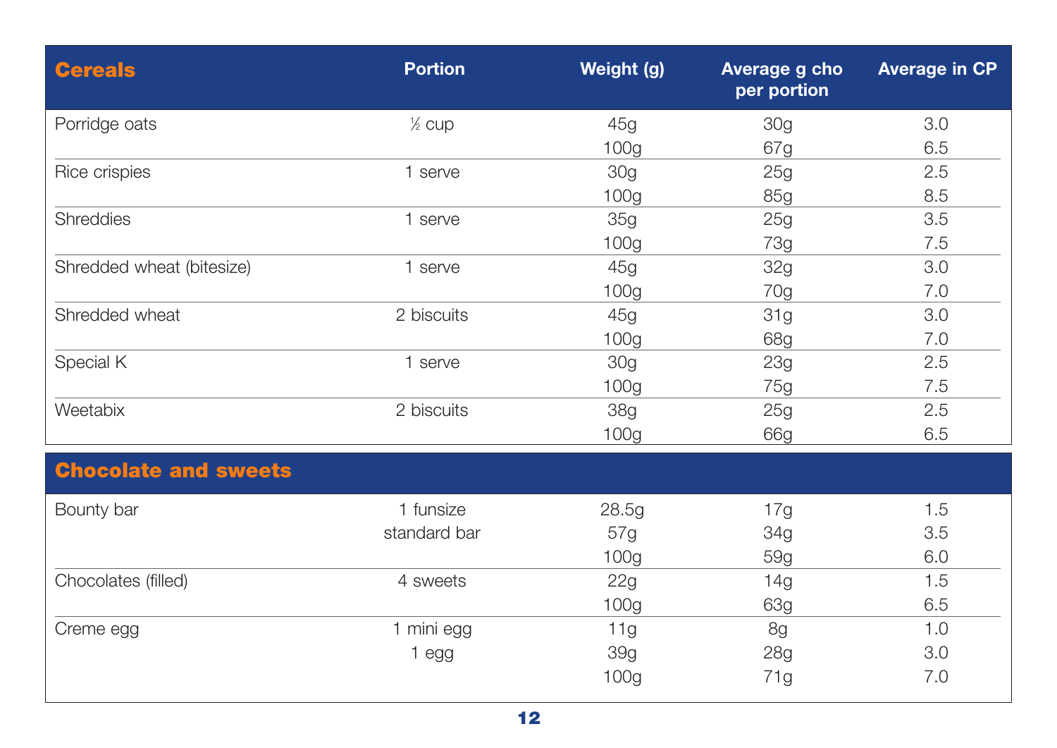| Cereals | Portion | Weight (g) | Average g cho per portion | Average in CP |
|---|---|---|---|---|
| Porridge oats | ½ cup | 45g | 30g | 3.0 |
| | | 100g | 67g | 6.5 |
| Rice crispies | 1 serve | 30g | 25g | 2.5 |
| | | 100g | 85g | 8.5 |
| Shreddies | 1 serve | 35g | 25g | 3.5 |
| | | 100g | 73g | 7.5 |
| Shredded wheat (bitesize) | 1 serve | 45g | 32g | 3.0 |
| | | 100g | 70g | 7.0 |
| Shredded wheat | 2 biscuits | 45g | 31g | 3.0 |
| | | 100g | 68g | 7.0 |
| Special K | 1 serve | 30g | 23g | 2.5 |
| | | 100g | 75g | 7.5 |
| Weetabix | 2 biscuits | 38g | 25g | 2.5 |
| | | 100g | 66g | 6.5 |

| Chocolate and sweets | | | | |
|---|---|---|---|---|
| Bounty bar | 1 funsize | 28.5g | 17g | 1.5 |
| | standard bar | 57g | 34g | 3.5 |
| | | 100g | 59g | 6.0 |
| Chocolates (filled) | 4 sweets | 22g | 14g | 1.5 |
| | | 100g | 63g | 6.5 |
| Creme egg | 1 mini egg | 11g | 8g | 1.0 |
| | 1 egg | 39g | 28g | 3.0 |
| | | 100g | 71g | 7.0 |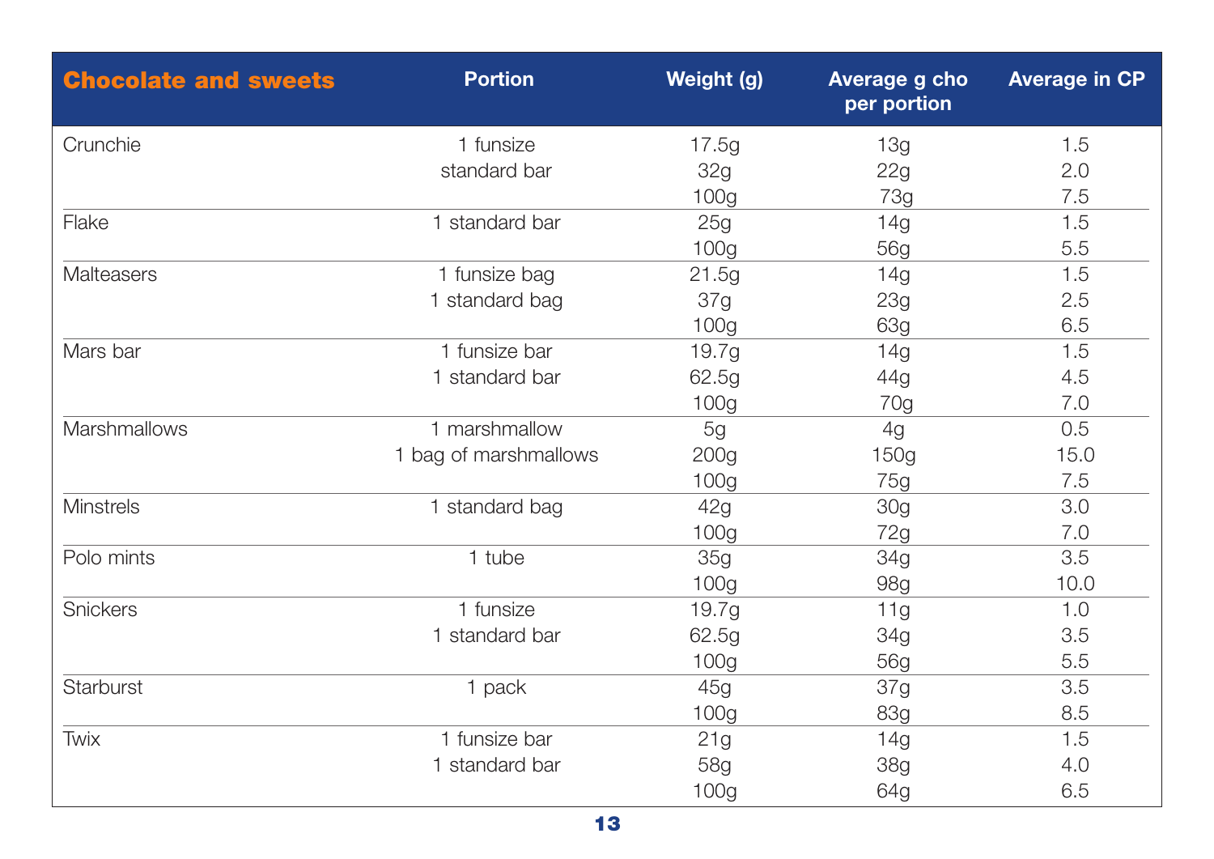| Chocolate and sweets | Portion | Weight (g) | Average g cho per portion | Average in CP |
|---|---|---|---|---|
| Crunchie | 1 funsize | 17.5g | 13g | 1.5 |
| | standard bar | 32g | 22g | 2.0 |
| | | 100g | 73g | 7.5 |
| Flake | 1 standard bar | 25g | 14g | 1.5 |
| | | 100g | 56g | 5.5 |
| Malteasers | 1 funsize bag | 21.5g | 14g | 1.5 |
| | 1 standard bag | 37g | 23g | 2.5 |
| | | 100g | 63g | 6.5 |
| Mars bar | 1 funsize bar | 19.7g | 14g | 1.5 |
| | 1 standard bar | 62.5g | 44g | 4.5 |
| | | 100g | 70g | 7.0 |
| Marshmallows | 1 marshmallow | 5g | 4g | 0.5 |
| | 1 bag of marshmallows | 200g | 150g | 15.0 |
| | | 100g | 75g | 7.5 |
| Minstrels | 1 standard bag | 42g | 30g | 3.0 |
| | | 100g | 72g | 7.0 |
| Polo mints | 1 tube | 35g | 34g | 3.5 |
| | | 100g | 98g | 10.0 |
| Snickers | 1 funsize | 19.7g | 11g | 1.0 |
| | 1 standard bar | 62.5g | 34g | 3.5 |
| | | 100g | 56g | 5.5 |
| Starburst | 1 pack | 45g | 37g | 3.5 |
| | | 100g | 83g | 8.5 |
| Twix | 1 funsize bar | 21g | 14g | 1.5 |
| | 1 standard bar | 58g | 38g | 4.0 |
| | | 100g | 64g | 6.5 |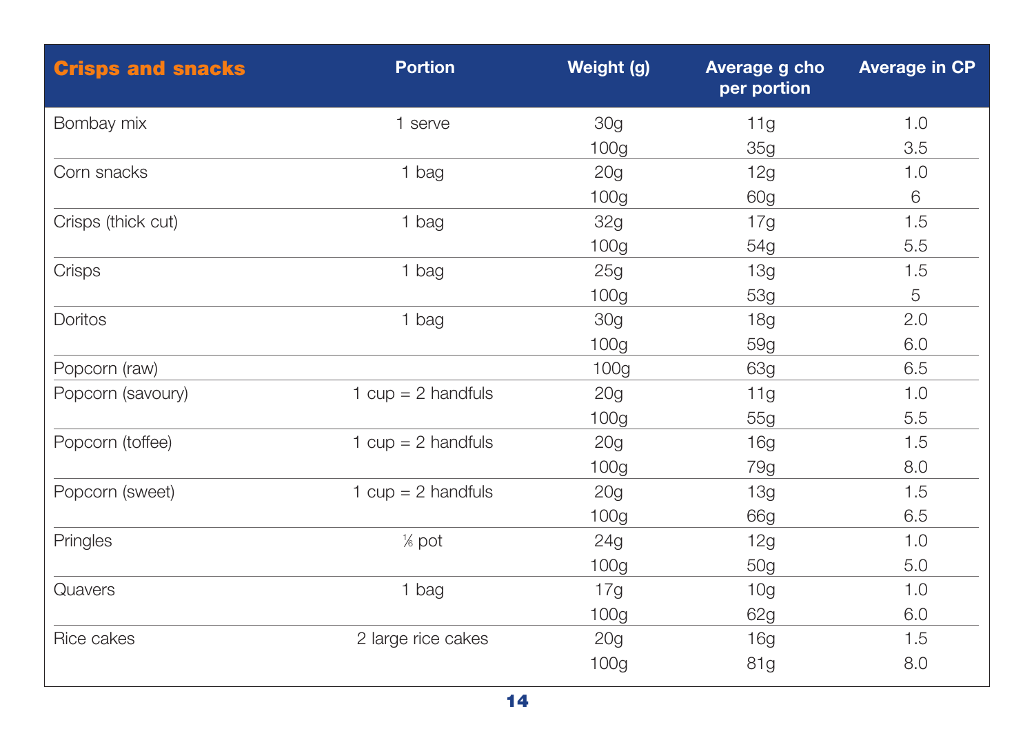| Crisps and snacks | Portion | Weight (g) | Average g cho per portion | Average in CP |
|---|---|---|---|---|
| Bombay mix | 1 serve | 30g | 11g | 1.0 |
| | | 100g | 35g | 3.5 |
| Corn snacks | 1 bag | 20g | 12g | 1.0 |
| | | 100g | 60g | 6 |
| Crisps (thick cut) | 1 bag | 32g | 17g | 1.5 |
| | | 100g | 54g | 5.5 |
| Crisps | 1 bag | 25g | 13g | 1.5 |
| | | 100g | 53g | 5 |
| Doritos | 1 bag | 30g | 18g | 2.0 |
| | | 100g | 59g | 6.0 |
| Popcorn (raw) | | 100g | 63g | 6.5 |
| Popcorn (savoury) | 1 cup = 2 handfuls | 20g | 11g | 1.0 |
| | | 100g | 55g | 5.5 |
| Popcorn (toffee) | 1 cup = 2 handfuls | 20g | 16g | 1.5 |
| | | 100g | 79g | 8.0 |
| Popcorn (sweet) | 1 cup = 2 handfuls | 20g | 13g | 1.5 |
| | | 100g | 66g | 6.5 |
| Pringles | ⅛ pot | 24g | 12g | 1.0 |
| | | 100g | 50g | 5.0 |
| Quavers | 1 bag | 17g | 10g | 1.0 |
| | | 100g | 62g | 6.0 |
| Rice cakes | 2 large rice cakes | 20g | 16g | 1.5 |
| | | 100g | 81g | 8.0 |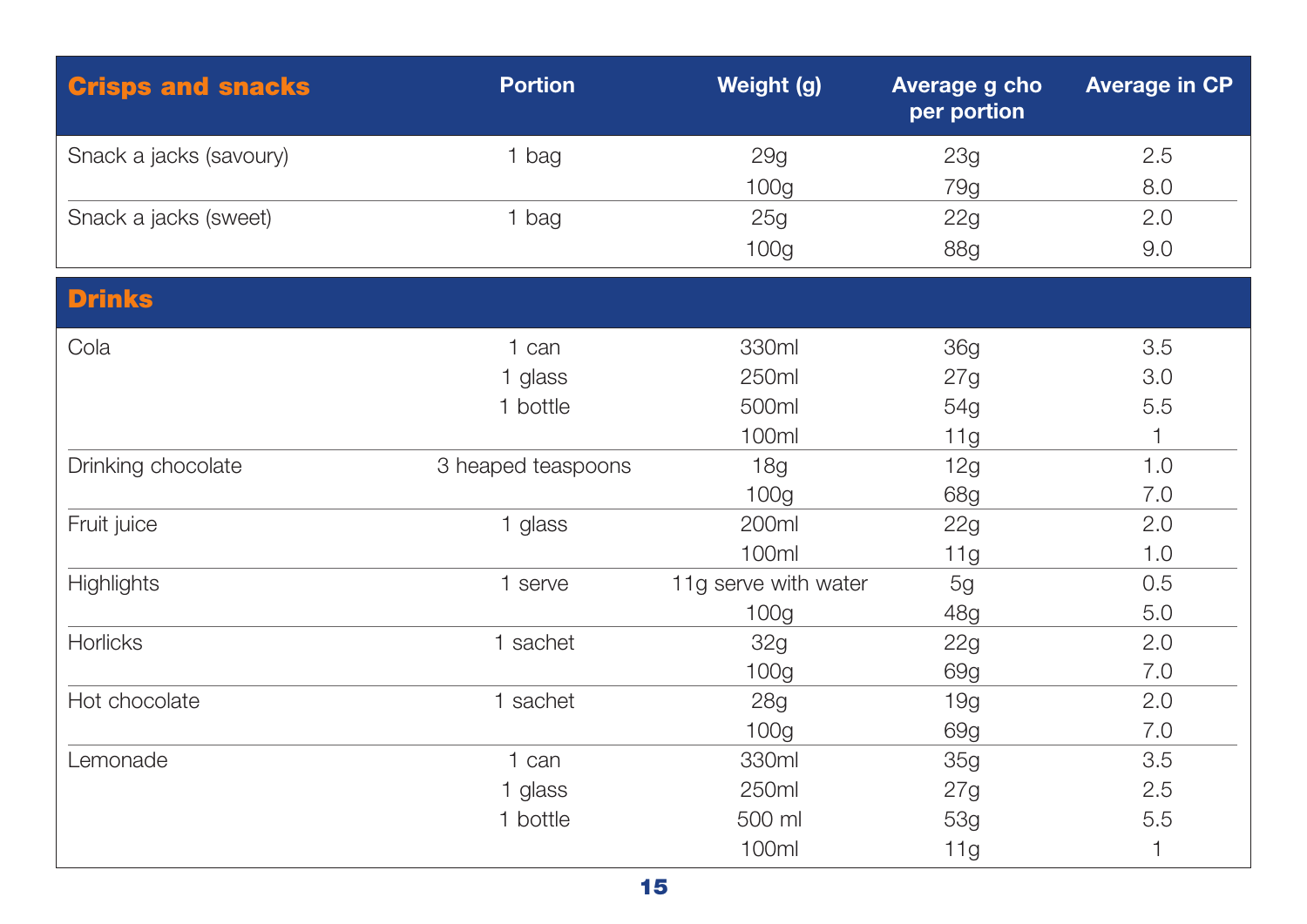| Crisps and snacks | Portion | Weight (g) | Average g cho per portion | Average in CP |
|---|---|---|---|---|
| Snack a jacks (savoury) | 1 bag | 29g | 23g | 2.5 |
| | | 100g | 79g | 8.0 |
| Snack a jacks (sweet) | 1 bag | 25g | 22g | 2.0 |
| | | 100g | 88g | 9.0 |

| Drinks | | | | |
|---|---|---|---|---|
| Cola | 1 can | 330ml | 36g | 3.5 |
| | 1 glass | 250ml | 27g | 3.0 |
| | 1 bottle | 500ml | 54g | 5.5 |
| | | 100ml | 11g | 1 |
| Drinking chocolate | 3 heaped teaspoons | 18g | 12g | 1.0 |
| | | 100g | 68g | 7.0 |
| Fruit juice | 1 glass | 200ml | 22g | 2.0 |
| | | 100ml | 11g | 1.0 |
| Highlights | 1 serve | 11g serve with water | 5g | 0.5 |
| | | 100g | 48g | 5.0 |
| Horlicks | 1 sachet | 32g | 22g | 2.0 |
| | | 100g | 69g | 7.0 |
| Hot chocolate | 1 sachet | 28g | 19g | 2.0 |
| | | 100g | 69g | 7.0 |
| Lemonade | 1 can | 330ml | 35g | 3.5 |
| | 1 glass | 250ml | 27g | 2.5 |
| | 1 bottle | 500 ml | 53g | 5.5 |
| | | 100ml | 11g | 1 |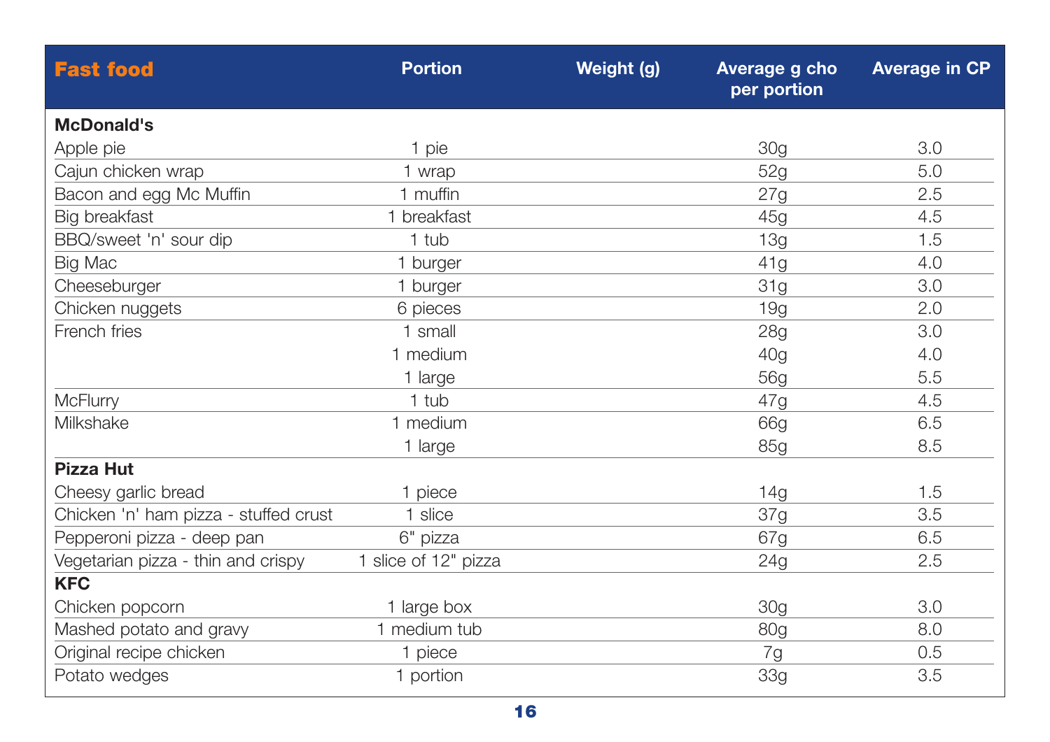| Fast food | Portion | Weight (g) | Average g cho per portion | Average in CP |
|---|---|---|---|---|
| **McDonald's** | | | | |
| Apple pie | 1 pie | | 30g | 3.0 |
| Cajun chicken wrap | 1 wrap | | 52g | 5.0 |
| Bacon and egg Mc Muffin | 1 muffin | | 27g | 2.5 |
| Big breakfast | 1 breakfast | | 45g | 4.5 |
| BBQ/sweet 'n' sour dip | 1 tub | | 13g | 1.5 |
| Big Mac | 1 burger | | 41g | 4.0 |
| Cheeseburger | 1 burger | | 31g | 3.0 |
| Chicken nuggets | 6 pieces | | 19g | 2.0 |
| French fries | 1 small | | 28g | 3.0 |
| | 1 medium | | 40g | 4.0 |
| | 1 large | | 56g | 5.5 |
| McFlurry | 1 tub | | 47g | 4.5 |
| Milkshake | 1 medium | | 66g | 6.5 |
| | 1 large | | 85g | 8.5 |
| **Pizza Hut** | | | | |
| Cheesy garlic bread | 1 piece | | 14g | 1.5 |
| Chicken 'n' ham pizza - stuffed crust | 1 slice | | 37g | 3.5 |
| Pepperoni pizza - deep pan | 6" pizza | | 67g | 6.5 |
| Vegetarian pizza - thin and crispy | 1 slice of 12" pizza | | 24g | 2.5 |
| **KFC** | | | | |
| Chicken popcorn | 1 large box | | 30g | 3.0 |
| Mashed potato and gravy | 1 medium tub | | 80g | 8.0 |
| Original recipe chicken | 1 piece | | 7g | 0.5 |
| Potato wedges | 1 portion | | 33g | 3.5 |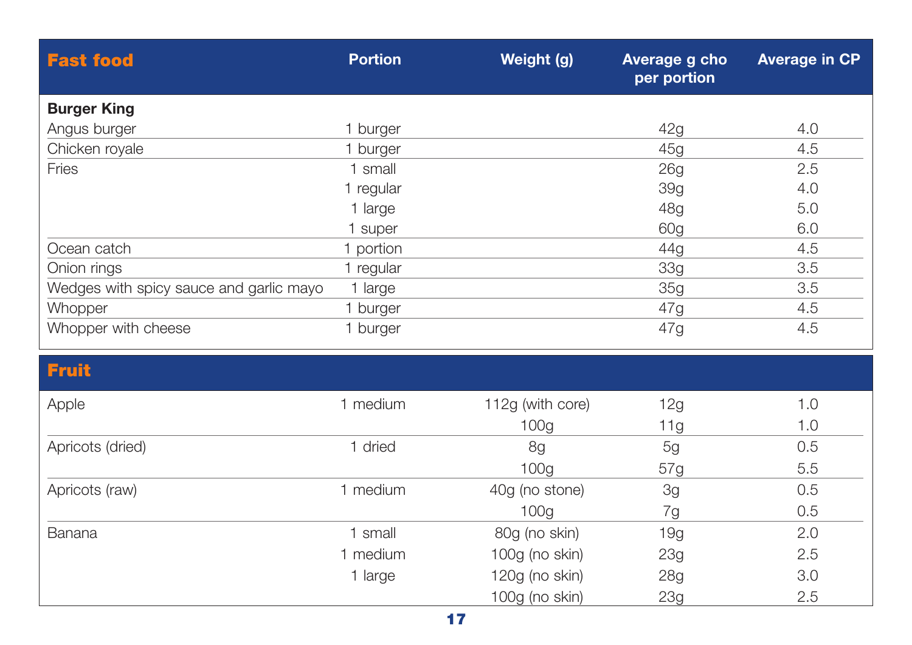| Fast food | Portion | Weight (g) | Average g cho per portion | Average in CP |
|---|---|---|---|---|
| **Burger King** | | | | |
| Angus burger | 1 burger | | 42g | 4.0 |
| Chicken royale | 1 burger | | 45g | 4.5 |
| Fries | 1 small | | 26g | 2.5 |
| | 1 regular | | 39g | 4.0 |
| | 1 large | | 48g | 5.0 |
| | 1 super | | 60g | 6.0 |
| Ocean catch | 1 portion | | 44g | 4.5 |
| Onion rings | 1 regular | | 33g | 3.5 |
| Wedges with spicy sauce and garlic mayo | 1 large | | 35g | 3.5 |
| Whopper | 1 burger | | 47g | 4.5 |
| Whopper with cheese | 1 burger | | 47g | 4.5 |

| Fruit | Portion | Weight (g) | Average g cho per portion | Average in CP |
|---|---|---|---|---|
| Apple | 1 medium | 112g (with core) | 12g | 1.0 |
| | | 100g | 11g | 1.0 |
| Apricots (dried) | 1 dried | 8g | 5g | 0.5 |
| | | 100g | 57g | 5.5 |
| Apricots (raw) | 1 medium | 40g (no stone) | 3g | 0.5 |
| | | 100g | 7g | 0.5 |
| Banana | 1 small | 80g (no skin) | 19g | 2.0 |
| | 1 medium | 100g (no skin) | 23g | 2.5 |
| | 1 large | 120g (no skin) | 28g | 3.0 |
| | | 100g (no skin) | 23g | 2.5 |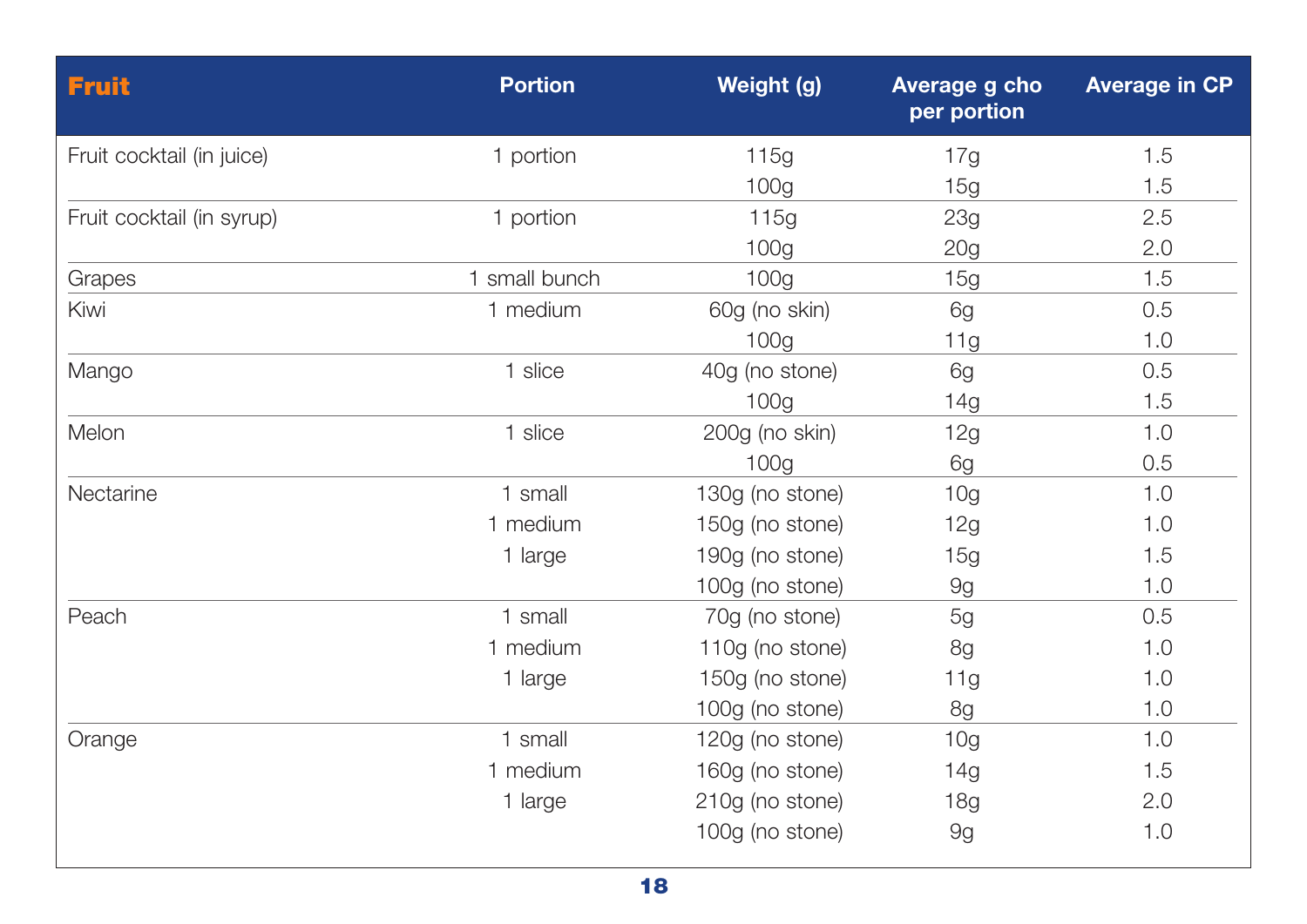| Fruit | Portion | Weight (g) | Average g cho per portion | Average in CP |
|---|---|---|---|---|
| Fruit cocktail (in juice) | 1 portion | 115g | 17g | 1.5 |
| | | 100g | 15g | 1.5 |
| Fruit cocktail (in syrup) | 1 portion | 115g | 23g | 2.5 |
| | | 100g | 20g | 2.0 |
| Grapes | 1 small bunch | 100g | 15g | 1.5 |
| Kiwi | 1 medium | 60g (no skin) | 6g | 0.5 |
| | | 100g | 11g | 1.0 |
| Mango | 1 slice | 40g (no stone) | 6g | 0.5 |
| | | 100g | 14g | 1.5 |
| Melon | 1 slice | 200g (no skin) | 12g | 1.0 |
| | | 100g | 6g | 0.5 |
| Nectarine | 1 small | 130g (no stone) | 10g | 1.0 |
| | 1 medium | 150g (no stone) | 12g | 1.0 |
| | 1 large | 190g (no stone) | 15g | 1.5 |
| | | 100g (no stone) | 9g | 1.0 |
| Peach | 1 small | 70g (no stone) | 5g | 0.5 |
| | 1 medium | 110g (no stone) | 8g | 1.0 |
| | 1 large | 150g (no stone) | 11g | 1.0 |
| | | 100g (no stone) | 8g | 1.0 |
| Orange | 1 small | 120g (no stone) | 10g | 1.0 |
| | 1 medium | 160g (no stone) | 14g | 1.5 |
| | 1 large | 210g (no stone) | 18g | 2.0 |
| | | 100g (no stone) | 9g | 1.0 |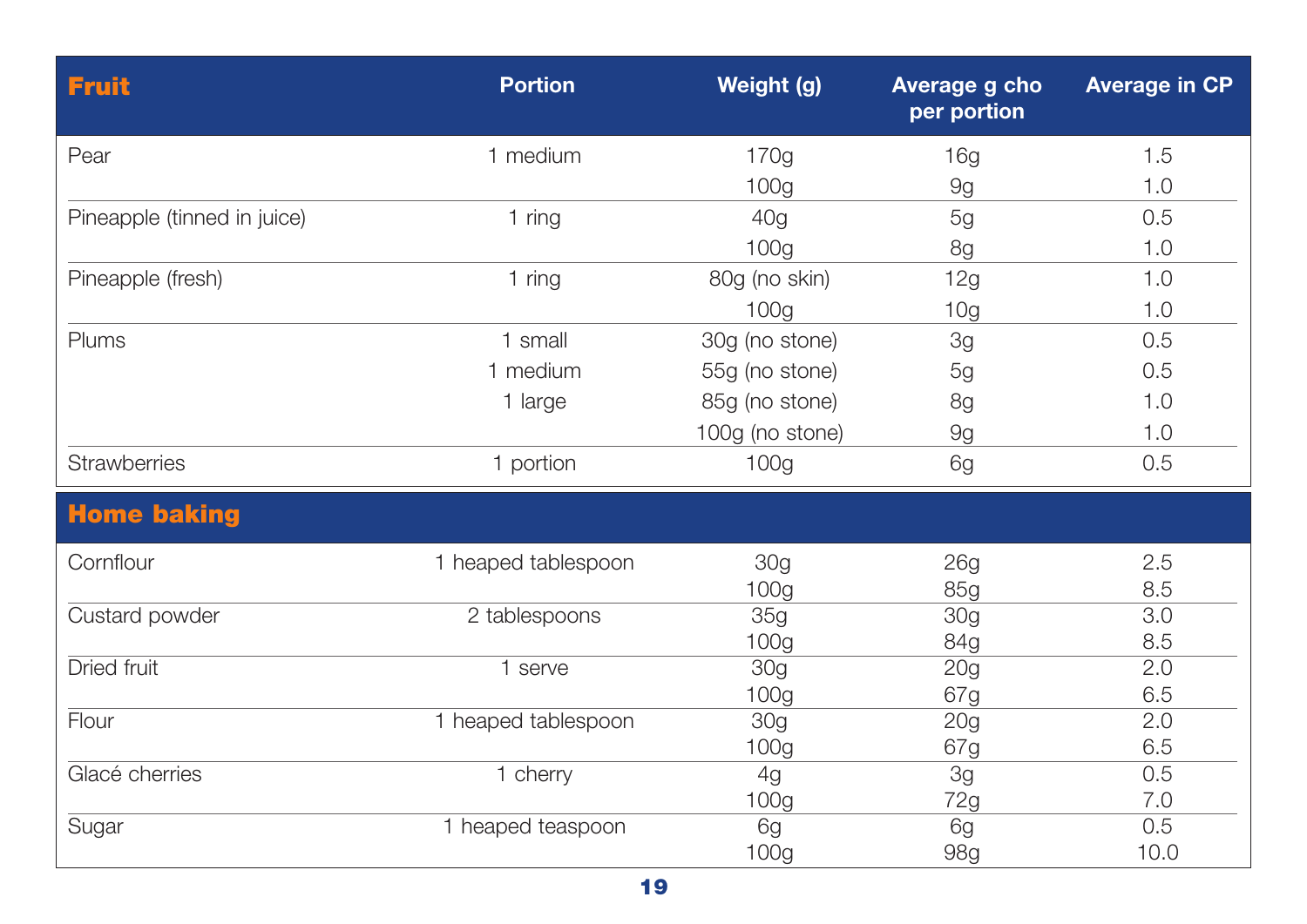| Fruit | Portion | Weight (g) | Average g cho per portion | Average in CP |
|---|---|---|---|---|
| Pear | 1 medium | 170g | 16g | 1.5 |
| | | 100g | 9g | 1.0 |
| Pineapple (tinned in juice) | 1 ring | 40g | 5g | 0.5 |
| | | 100g | 8g | 1.0 |
| Pineapple (fresh) | 1 ring | 80g (no skin) | 12g | 1.0 |
| | | 100g | 10g | 1.0 |
| Plums | 1 small | 30g (no stone) | 3g | 0.5 |
| | 1 medium | 55g (no stone) | 5g | 0.5 |
| | 1 large | 85g (no stone) | 8g | 1.0 |
| | | 100g (no stone) | 9g | 1.0 |
| Strawberries | 1 portion | 100g | 6g | 0.5 |

| Home baking | | | | |
|---|---|---|---|---|
| Cornflour | 1 heaped tablespoon | 30g | 26g | 2.5 |
| | | 100g | 85g | 8.5 |
| Custard powder | 2 tablespoons | 35g | 30g | 3.0 |
| | | 100g | 84g | 8.5 |
| Dried fruit | 1 serve | 30g | 20g | 2.0 |
| | | 100g | 67g | 6.5 |
| Flour | 1 heaped tablespoon | 30g | 20g | 2.0 |
| | | 100g | 67g | 6.5 |
| Glacé cherries | 1 cherry | 4g | 3g | 0.5 |
| | | 100g | 72g | 7.0 |
| Sugar | 1 heaped teaspoon | 6g | 6g | 0.5 |
| | | 100g | 98g | 10.0 |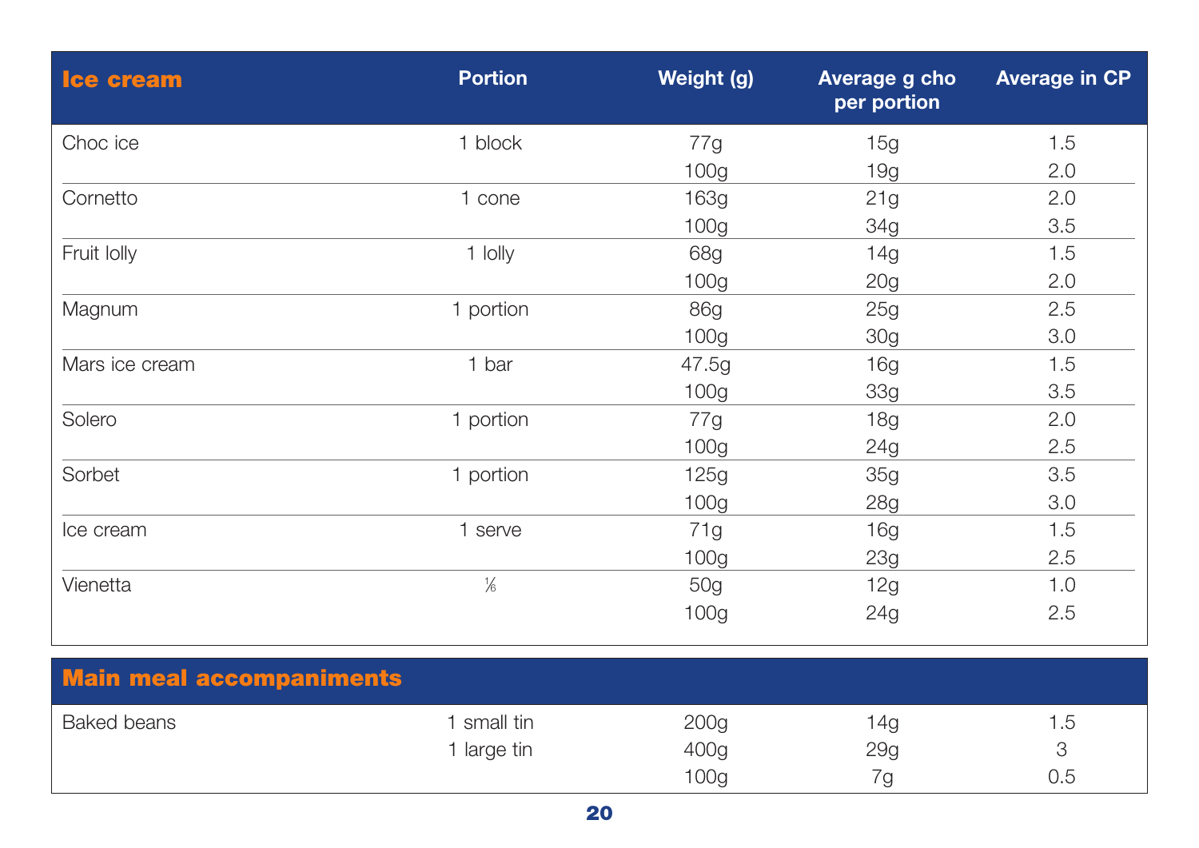| Ice cream | Portion | Weight (g) | Average g cho per portion | Average in CP |
|---|---|---|---|---|
| Choc ice | 1 block | 77g | 15g | 1.5 |
| | | 100g | 19g | 2.0 |
| Cornetto | 1 cone | 163g | 21g | 2.0 |
| | | 100g | 34g | 3.5 |
| Fruit lolly | 1 lolly | 68g | 14g | 1.5 |
| | | 100g | 20g | 2.0 |
| Magnum | 1 portion | 86g | 25g | 2.5 |
| | | 100g | 30g | 3.0 |
| Mars ice cream | 1 bar | 47.5g | 16g | 1.5 |
| | | 100g | 33g | 3.5 |
| Solero | 1 portion | 77g | 18g | 2.0 |
| | | 100g | 24g | 2.5 |
| Sorbet | 1 portion | 125g | 35g | 3.5 |
| | | 100g | 28g | 3.0 |
| Ice cream | 1 serve | 71g | 16g | 1.5 |
| | | 100g | 23g | 2.5 |
| Vienetta | ⅙ | 50g | 12g | 1.0 |
| | | 100g | 24g | 2.5 |

| Main meal accompaniments | | | | |
|---|---|---|---|---|
| Baked beans | 1 small tin | 200g | 14g | 1.5 |
| | 1 large tin | 400g | 29g | 3 |
| | | 100g | 7g | 0.5 |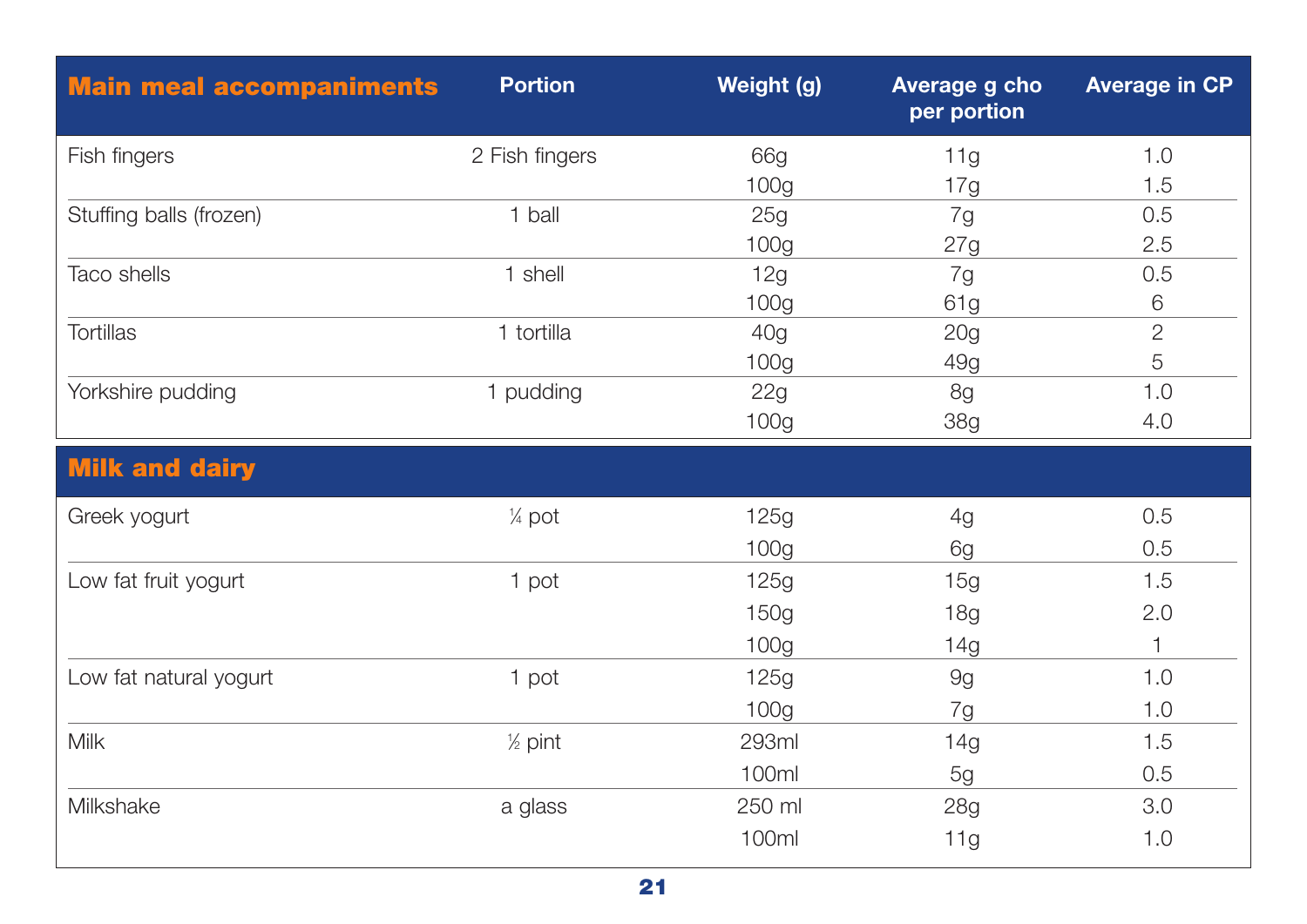| Main meal accompaniments | Portion | Weight (g) | Average g cho per portion | Average in CP |
|---|---|---|---|---|
| Fish fingers | 2 Fish fingers | 66g | 11g | 1.0 |
| | | 100g | 17g | 1.5 |
| Stuffing balls (frozen) | 1 ball | 25g | 7g | 0.5 |
| | | 100g | 27g | 2.5 |
| Taco shells | 1 shell | 12g | 7g | 0.5 |
| | | 100g | 61g | 6 |
| Tortillas | 1 tortilla | 40g | 20g | 2 |
| | | 100g | 49g | 5 |
| Yorkshire pudding | 1 pudding | 22g | 8g | 1.0 |
| | | 100g | 38g | 4.0 |

| Milk and dairy | Portion | Weight (g) | Average g cho per portion | Average in CP |
|---|---|---|---|---|
| Greek yogurt | ¼ pot | 125g | 4g | 0.5 |
| | | 100g | 6g | 0.5 |
| Low fat fruit yogurt | 1 pot | 125g | 15g | 1.5 |
| | | 150g | 18g | 2.0 |
| | | 100g | 14g | 1 |
| Low fat natural yogurt | 1 pot | 125g | 9g | 1.0 |
| | | 100g | 7g | 1.0 |
| Milk | ½ pint | 293ml | 14g | 1.5 |
| | | 100ml | 5g | 0.5 |
| Milkshake | a glass | 250 ml | 28g | 3.0 |
| | | 100ml | 11g | 1.0 |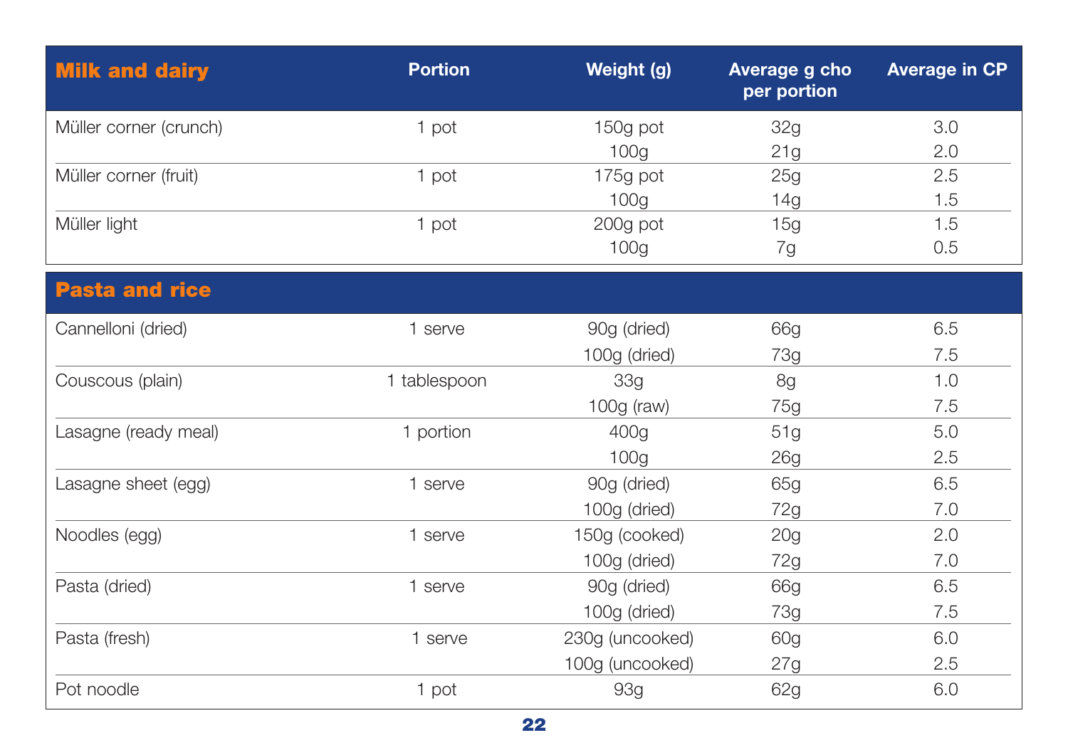| Milk and dairy | Portion | Weight (g) | Average g cho per portion | Average in CP |
|---|---|---|---|---|
| Müller corner (crunch) | 1 pot | 150g pot | 32g | 3.0 |
| | | 100g | 21g | 2.0 |
| Müller corner (fruit) | 1 pot | 175g pot | 25g | 2.5 |
| | | 100g | 14g | 1.5 |
| Müller light | 1 pot | 200g pot | 15g | 1.5 |
| | | 100g | 7g | 0.5 |

| Pasta and rice | Portion | Weight (g) | Average g cho per portion | Average in CP |
|---|---|---|---|---|
| Cannelloni (dried) | 1 serve | 90g (dried) | 66g | 6.5 |
| | | 100g (dried) | 73g | 7.5 |
| Couscous (plain) | 1 tablespoon | 33g | 8g | 1.0 |
| | | 100g (raw) | 75g | 7.5 |
| Lasagne (ready meal) | 1 portion | 400g | 51g | 5.0 |
| | | 100g | 26g | 2.5 |
| Lasagne sheet (egg) | 1 serve | 90g (dried) | 65g | 6.5 |
| | | 100g (dried) | 72g | 7.0 |
| Noodles (egg) | 1 serve | 150g (cooked) | 20g | 2.0 |
| | | 100g (dried) | 72g | 7.0 |
| Pasta (dried) | 1 serve | 90g (dried) | 66g | 6.5 |
| | | 100g (dried) | 73g | 7.5 |
| Pasta (fresh) | 1 serve | 230g (uncooked) | 60g | 6.0 |
| | | 100g (uncooked) | 27g | 2.5 |
| Pot noodle | 1 pot | 93g | 62g | 6.0 |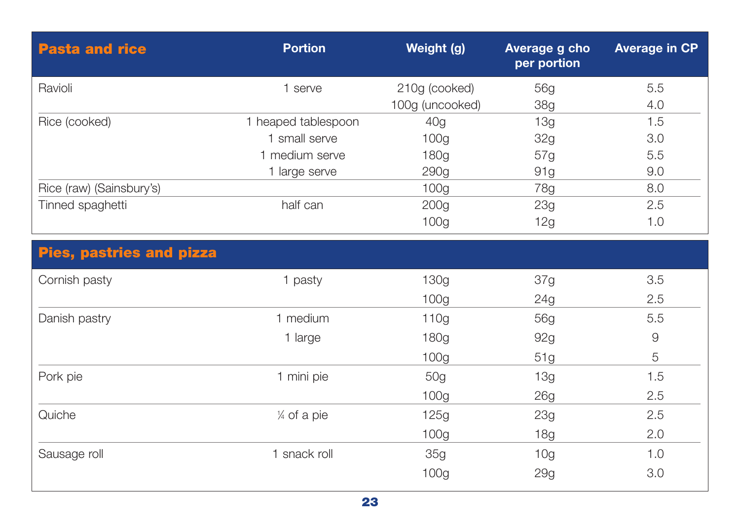| Pasta and rice | Portion | Weight (g) | Average g cho per portion | Average in CP |
|---|---|---|---|---|
| Ravioli | 1 serve | 210g (cooked) | 56g | 5.5 |
| | | 100g (uncooked) | 38g | 4.0 |
| Rice (cooked) | 1 heaped tablespoon | 40g | 13g | 1.5 |
| | 1 small serve | 100g | 32g | 3.0 |
| | 1 medium serve | 180g | 57g | 5.5 |
| | 1 large serve | 290g | 91g | 9.0 |
| Rice (raw) (Sainsbury's) | | 100g | 78g | 8.0 |
| Tinned spaghetti | half can | 200g | 23g | 2.5 |
| | | 100g | 12g | 1.0 |

| Pies, pastries and pizza | Portion | Weight (g) | Average g cho per portion | Average in CP |
|---|---|---|---|---|
| Cornish pasty | 1 pasty | 130g | 37g | 3.5 |
| | | 100g | 24g | 2.5 |
| Danish pastry | 1 medium | 110g | 56g | 5.5 |
| | 1 large | 180g | 92g | 9 |
| | | 100g | 51g | 5 |
| Pork pie | 1 mini pie | 50g | 13g | 1.5 |
| | | 100g | 26g | 2.5 |
| Quiche | ¼ of a pie | 125g | 23g | 2.5 |
| | | 100g | 18g | 2.0 |
| Sausage roll | 1 snack roll | 35g | 10g | 1.0 |
| | | 100g | 29g | 3.0 |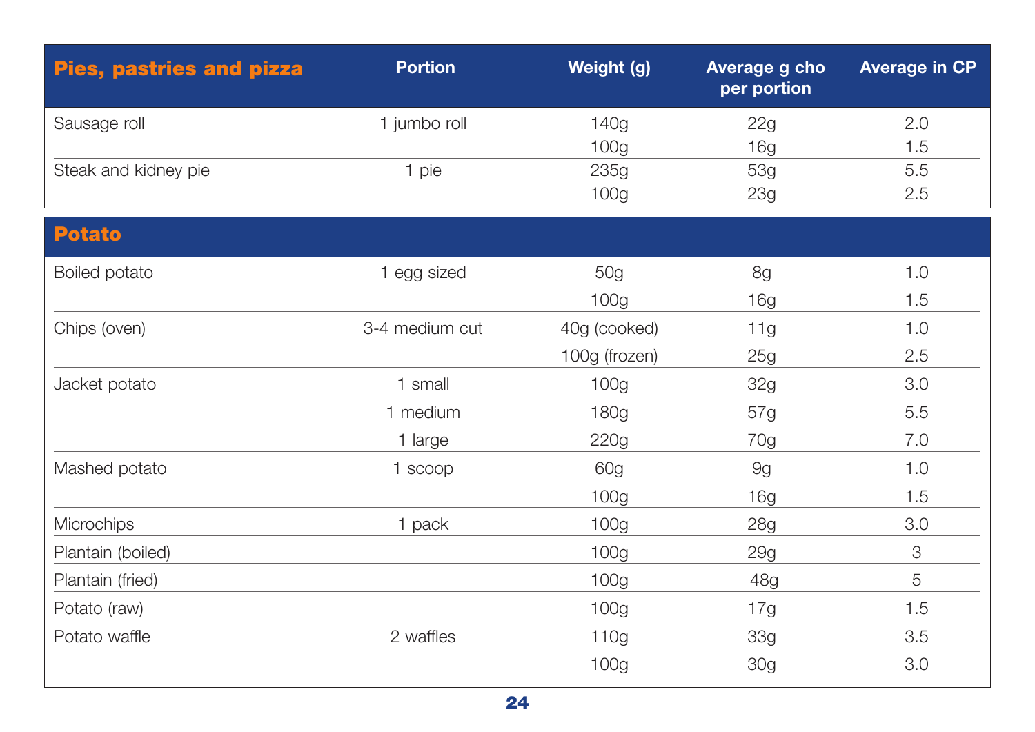| Pies, pastries and pizza | Portion | Weight (g) | Average g cho per portion | Average in CP |
|---|---|---|---|---|
| Sausage roll | 1 jumbo roll | 140g | 22g | 2.0 |
| | | 100g | 16g | 1.5 |
| Steak and kidney pie | 1 pie | 235g | 53g | 5.5 |
| | | 100g | 23g | 2.5 |

| Potato | | | | |
|---|---|---|---|---|
| Boiled potato | 1 egg sized | 50g | 8g | 1.0 |
| | | 100g | 16g | 1.5 |
| Chips (oven) | 3-4 medium cut | 40g (cooked) | 11g | 1.0 |
| | | 100g (frozen) | 25g | 2.5 |
| Jacket potato | 1 small | 100g | 32g | 3.0 |
| | 1 medium | 180g | 57g | 5.5 |
| | 1 large | 220g | 70g | 7.0 |
| Mashed potato | 1 scoop | 60g | 9g | 1.0 |
| | | 100g | 16g | 1.5 |
| Microchips | 1 pack | 100g | 28g | 3.0 |
| Plantain (boiled) | | 100g | 29g | 3 |
| Plantain (fried) | | 100g | 48g | 5 |
| Potato (raw) | | 100g | 17g | 1.5 |
| Potato waffle | 2 waffles | 110g | 33g | 3.5 |
| | | 100g | 30g | 3.0 |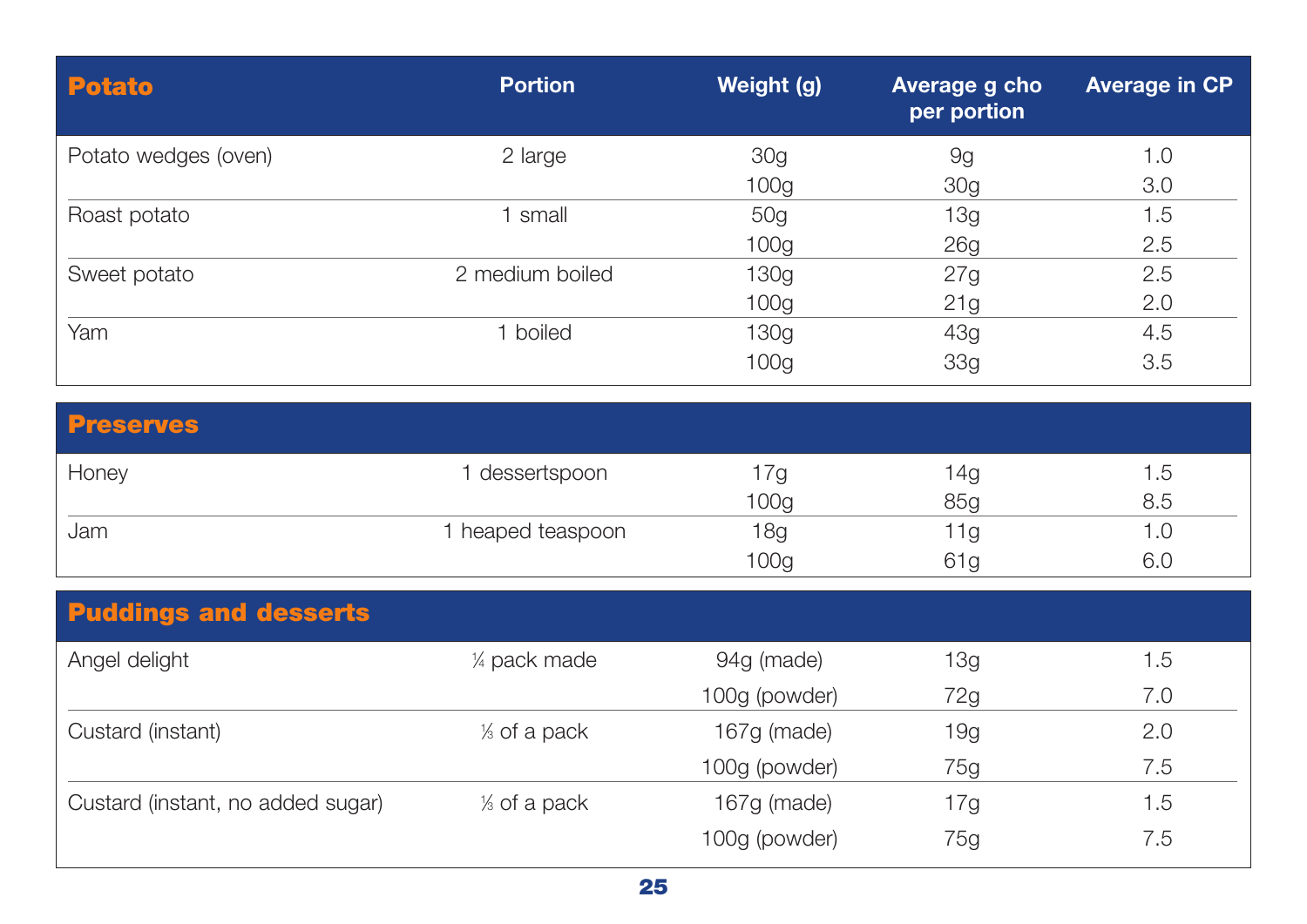| Potato | Portion | Weight (g) | Average g cho per portion | Average in CP |
|---|---|---|---|---|
| Potato wedges (oven) | 2 large | 30g | 9g | 1.0 |
| | | 100g | 30g | 3.0 |
| Roast potato | 1 small | 50g | 13g | 1.5 |
| | | 100g | 26g | 2.5 |
| Sweet potato | 2 medium boiled | 130g | 27g | 2.5 |
| | | 100g | 21g | 2.0 |
| Yam | 1 boiled | 130g | 43g | 4.5 |
| | | 100g | 33g | 3.5 |

| Preserves | | | | |
|---|---|---|---|---|
| Honey | 1 dessertspoon | 17g | 14g | 1.5 |
| | | 100g | 85g | 8.5 |
| Jam | 1 heaped teaspoon | 18g | 11g | 1.0 |
| | | 100g | 61g | 6.0 |

| Puddings and desserts | | | | |
|---|---|---|---|---|
| Angel delight | ¼ pack made | 94g (made) | 13g | 1.5 |
| | | 100g (powder) | 72g | 7.0 |
| Custard (instant) | ⅓ of a pack | 167g (made) | 19g | 2.0 |
| | | 100g (powder) | 75g | 7.5 |
| Custard (instant, no added sugar) | ⅓ of a pack | 167g (made) | 17g | 1.5 |
| | | 100g (powder) | 75g | 7.5 |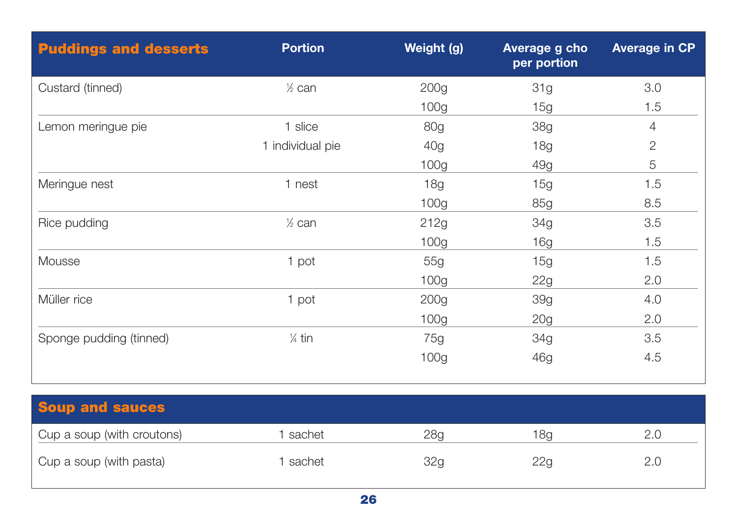| Puddings and desserts | Portion | Weight (g) | Average g cho per portion | Average in CP |
|---|---|---|---|---|
| Custard (tinned) | ½ can | 200g | 31g | 3.0 |
| | | 100g | 15g | 1.5 |
| Lemon meringue pie | 1 slice | 80g | 38g | 4 |
| | 1 individual pie | 40g | 18g | 2 |
| | | 100g | 49g | 5 |
| Meringue nest | 1 nest | 18g | 15g | 1.5 |
| | | 100g | 85g | 8.5 |
| Rice pudding | ½ can | 212g | 34g | 3.5 |
| | | 100g | 16g | 1.5 |
| Mousse | 1 pot | 55g | 15g | 1.5 |
| | | 100g | 22g | 2.0 |
| Müller rice | 1 pot | 200g | 39g | 4.0 |
| | | 100g | 20g | 2.0 |
| Sponge pudding (tinned) | ¼ tin | 75g | 34g | 3.5 |
| | | 100g | 46g | 4.5 |

| Soup and sauces | | | | |
|---|---|---|---|---|
| Cup a soup (with croutons) | 1 sachet | 28g | 18g | 2.0 |
| Cup a soup (with pasta) | 1 sachet | 32g | 22g | 2.0 |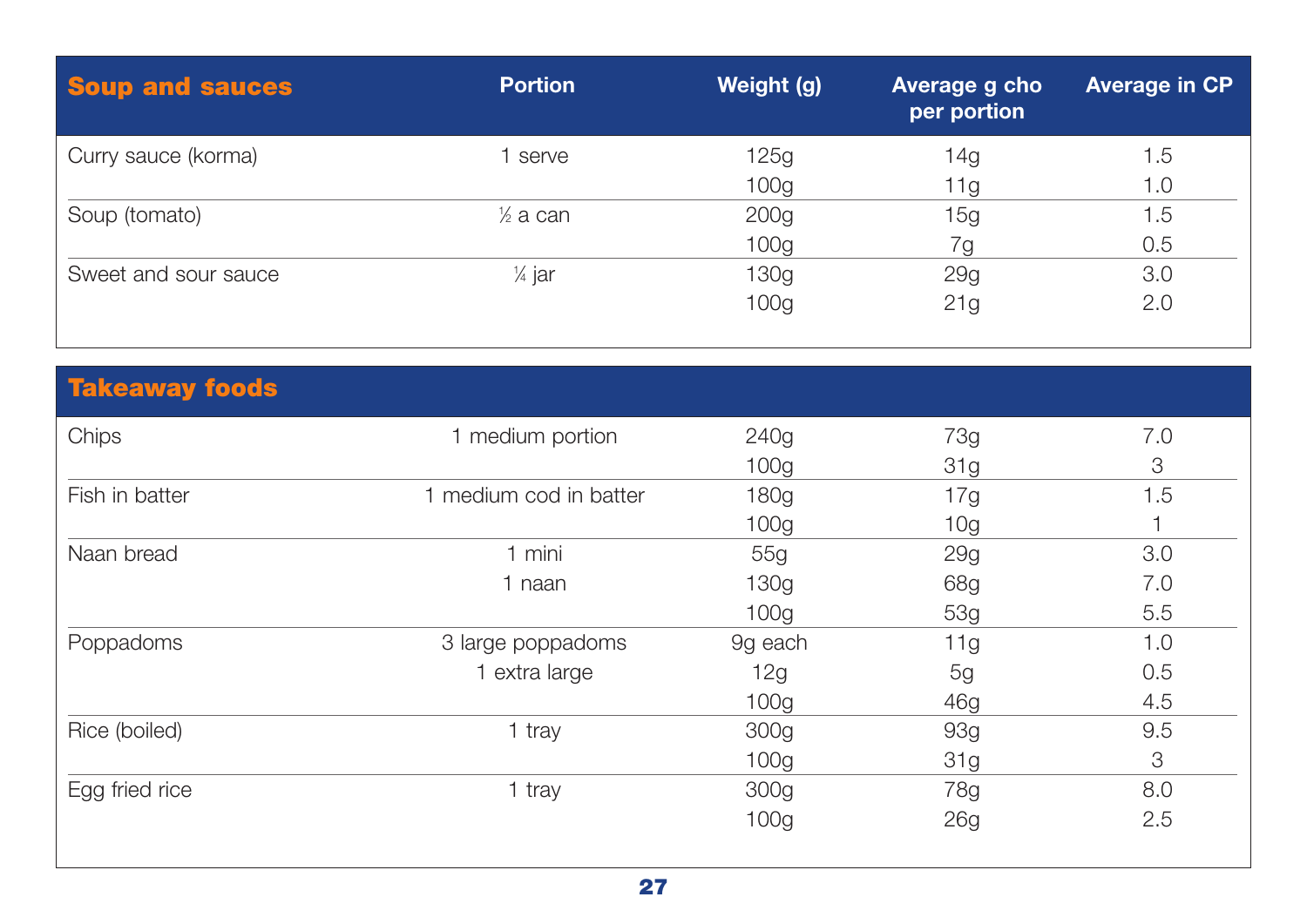| Soup and sauces | Portion | Weight (g) | Average g cho per portion | Average in CP |
|---|---|---|---|---|
| Curry sauce (korma) | 1 serve | 125g | 14g | 1.5 |
| | | 100g | 11g | 1.0 |
| Soup (tomato) | ½ a can | 200g | 15g | 1.5 |
| | | 100g | 7g | 0.5 |
| Sweet and sour sauce | ¼ jar | 130g | 29g | 3.0 |
| | | 100g | 21g | 2.0 |

| Takeaway foods | Portion | Weight (g) | Average g cho per portion | Average in CP |
|---|---|---|---|---|
| Chips | 1 medium portion | 240g | 73g | 7.0 |
| | | 100g | 31g | 3 |
| Fish in batter | 1 medium cod in batter | 180g | 17g | 1.5 |
| | | 100g | 10g | 1 |
| Naan bread | 1 mini | 55g | 29g | 3.0 |
| | 1 naan | 130g | 68g | 7.0 |
| | | 100g | 53g | 5.5 |
| Poppadoms | 3 large poppadoms | 9g each | 11g | 1.0 |
| | 1 extra large | 12g | 5g | 0.5 |
| | | 100g | 46g | 4.5 |
| Rice (boiled) | 1 tray | 300g | 93g | 9.5 |
| | | 100g | 31g | 3 |
| Egg fried rice | 1 tray | 300g | 78g | 8.0 |
| | | 100g | 26g | 2.5 |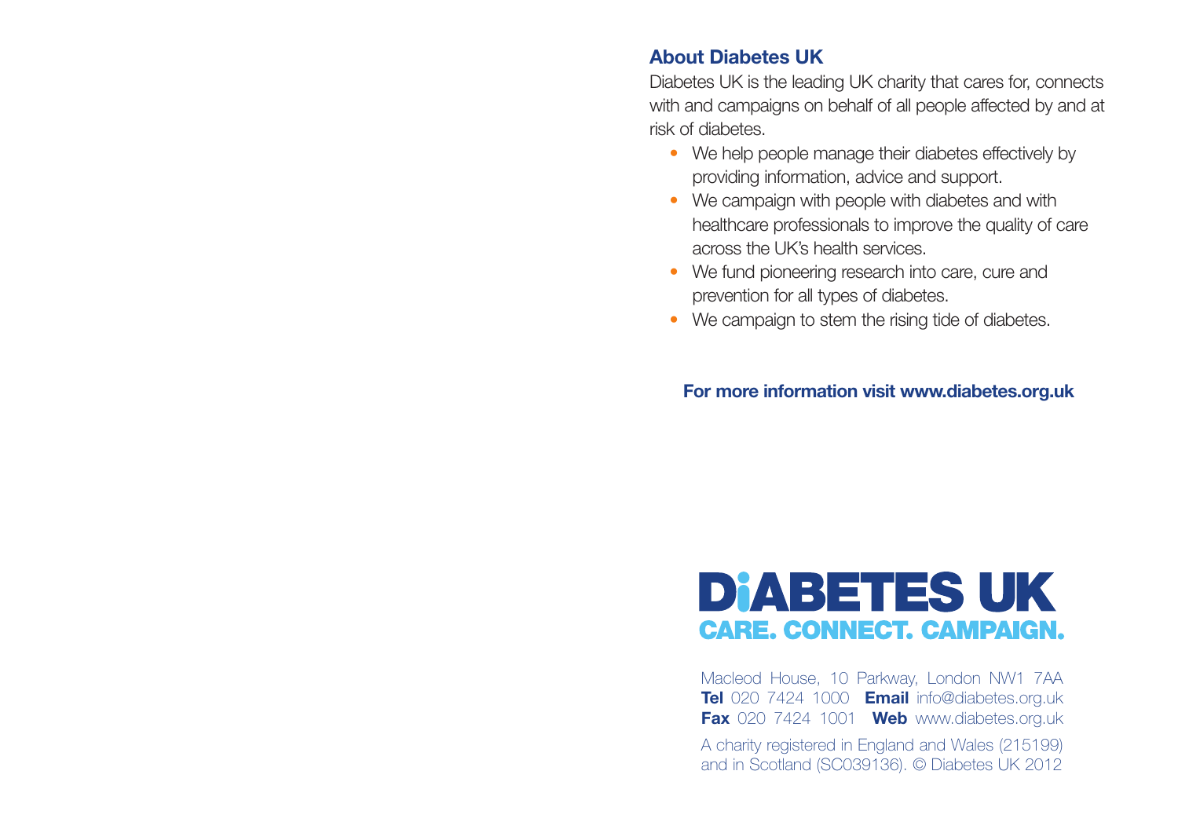## About Diabetes UK

Diabetes UK is the leading UK charity that cares for, connects with and campaigns on behalf of all people affected by and at risk of diabetes.

- We help people manage their diabetes effectively by providing information, advice and support.
- We campaign with people with diabetes and with healthcare professionals to improve the quality of care across the UK's health services.
- We fund pioneering research into care, cure and prevention for all types of diabetes.
- We campaign to stem the rising tide of diabetes.

**For more information visit www.diabetes.org.uk**

**DIABETES UK**
**CARE. CONNECT. CAMPAIGN.**

Macleod House, 10 Parkway, London NW1 7AA
**Tel** 020 7424 1000 **Email** info@diabetes.org.uk
**Fax** 020 7424 1001 **Web** www.diabetes.org.uk

A charity registered in England and Wales (215199) and in Scotland (SC039136). © Diabetes UK 2012